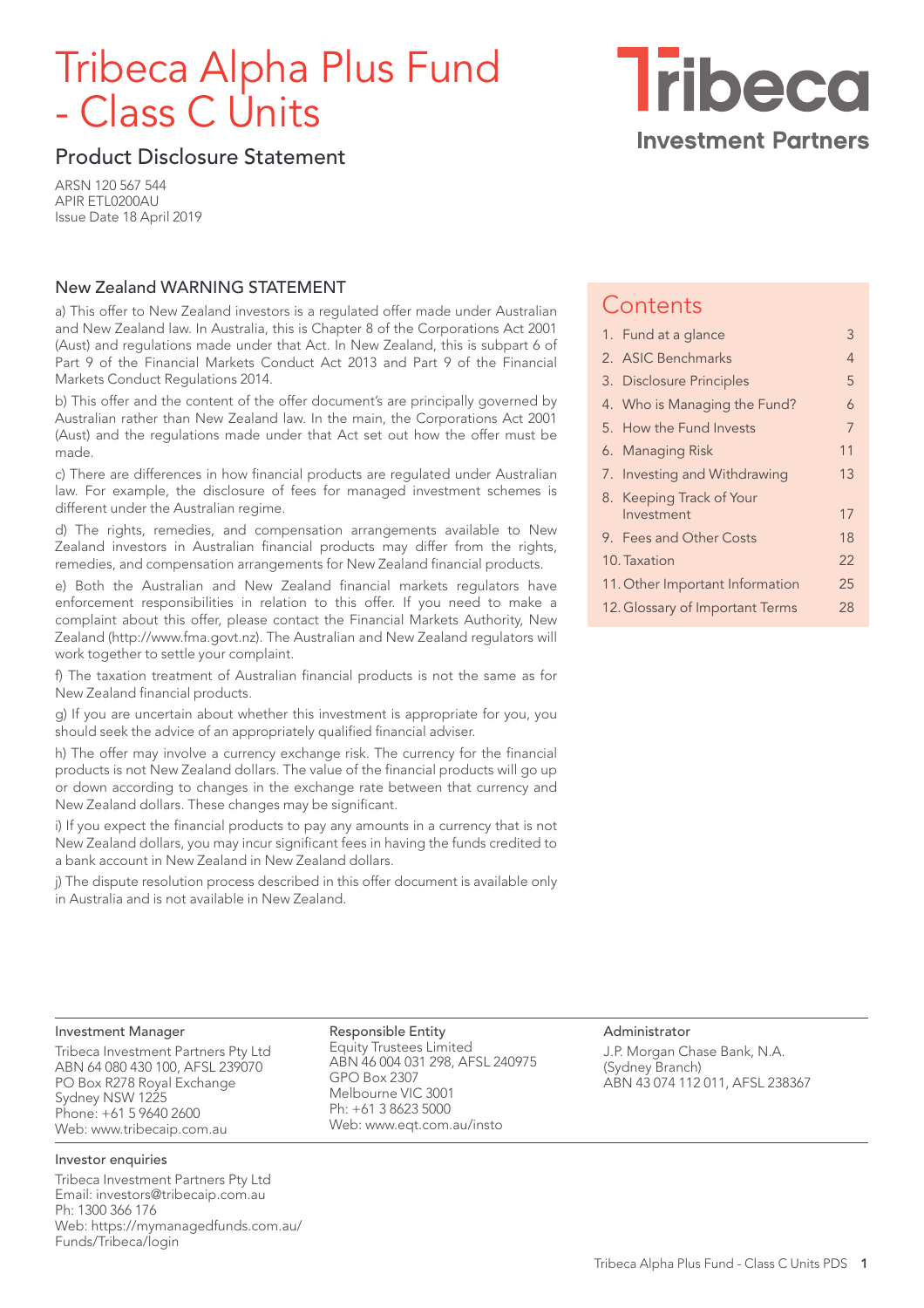# Tribeca Alpha Plus Fund - Class C Units

Tribeca Investment Partners

## Product Disclosure Statement

ARSN 120 567 544
APIR ETL0200AU
Issue Date 18 April 2019

### New Zealand WARNING STATEMENT

a) This offer to New Zealand investors is a regulated offer made under Australian and New Zealand law. In Australia, this is Chapter 8 of the Corporations Act 2001 (Aust) and regulations made under that Act. In New Zealand, this is subpart 6 of Part 9 of the Financial Markets Conduct Act 2013 and Part 9 of the Financial Markets Conduct Regulations 2014.

b) This offer and the content of the offer document's are principally governed by Australian rather than New Zealand law. In the main, the Corporations Act 2001 (Aust) and the regulations made under that Act set out how the offer must be made.

c) There are differences in how financial products are regulated under Australian law. For example, the disclosure of fees for managed investment schemes is different under the Australian regime.

d) The rights, remedies, and compensation arrangements available to New Zealand investors in Australian financial products may differ from the rights, remedies, and compensation arrangements for New Zealand financial products.

e) Both the Australian and New Zealand financial markets regulators have enforcement responsibilities in relation to this offer. If you need to make a complaint about this offer, please contact the Financial Markets Authority, New Zealand (http://www.fma.govt.nz). The Australian and New Zealand regulators will work together to settle your complaint.

f) The taxation treatment of Australian financial products is not the same as for New Zealand financial products.

g) If you are uncertain about whether this investment is appropriate for you, you should seek the advice of an appropriately qualified financial adviser.

h) The offer may involve a currency exchange risk. The currency for the financial products is not New Zealand dollars. The value of the financial products will go up or down according to changes in the exchange rate between that currency and New Zealand dollars. These changes may be significant.

i) If you expect the financial products to pay any amounts in a currency that is not New Zealand dollars, you may incur significant fees in having the funds credited to a bank account in New Zealand in New Zealand dollars.

j) The dispute resolution process described in this offer document is available only in Australia and is not available in New Zealand.

## Contents

| | |
|---|---|
| 1. Fund at a glance | 3 |
| 2. ASIC Benchmarks | 4 |
| 3. Disclosure Principles | 5 |
| 4. Who is Managing the Fund? | 6 |
| 5. How the Fund Invests | 7 |
| 6. Managing Risk | 11 |
| 7. Investing and Withdrawing | 13 |
| 8. Keeping Track of Your Investment | 17 |
| 9. Fees and Other Costs | 18 |
| 10. Taxation | 22 |
| 11. Other Important Information | 25 |
| 12. Glossary of Important Terms | 28 |

**Investment Manager**
Tribeca Investment Partners Pty Ltd
ABN 64 080 430 100, AFSL 239070
PO Box R278 Royal Exchange
Sydney NSW 1225
Phone: +61 5 9640 2600
Web: www.tribecaip.com.au

**Responsible Entity**
Equity Trustees Limited
ABN 46 004 031 298, AFSL 240975
GPO Box 2307
Melbourne VIC 3001
Ph: +61 3 8623 5000
Web: www.eqt.com.au/insto

**Administrator**
J.P. Morgan Chase Bank, N.A.
(Sydney Branch)
ABN 43 074 112 011, AFSL 238367

**Investor enquiries**
Tribeca Investment Partners Pty Ltd
Email: investors@tribecaip.com.au
Ph: 1300 366 176
Web: https://mymanagedfunds.com.au/Funds/Tribeca/login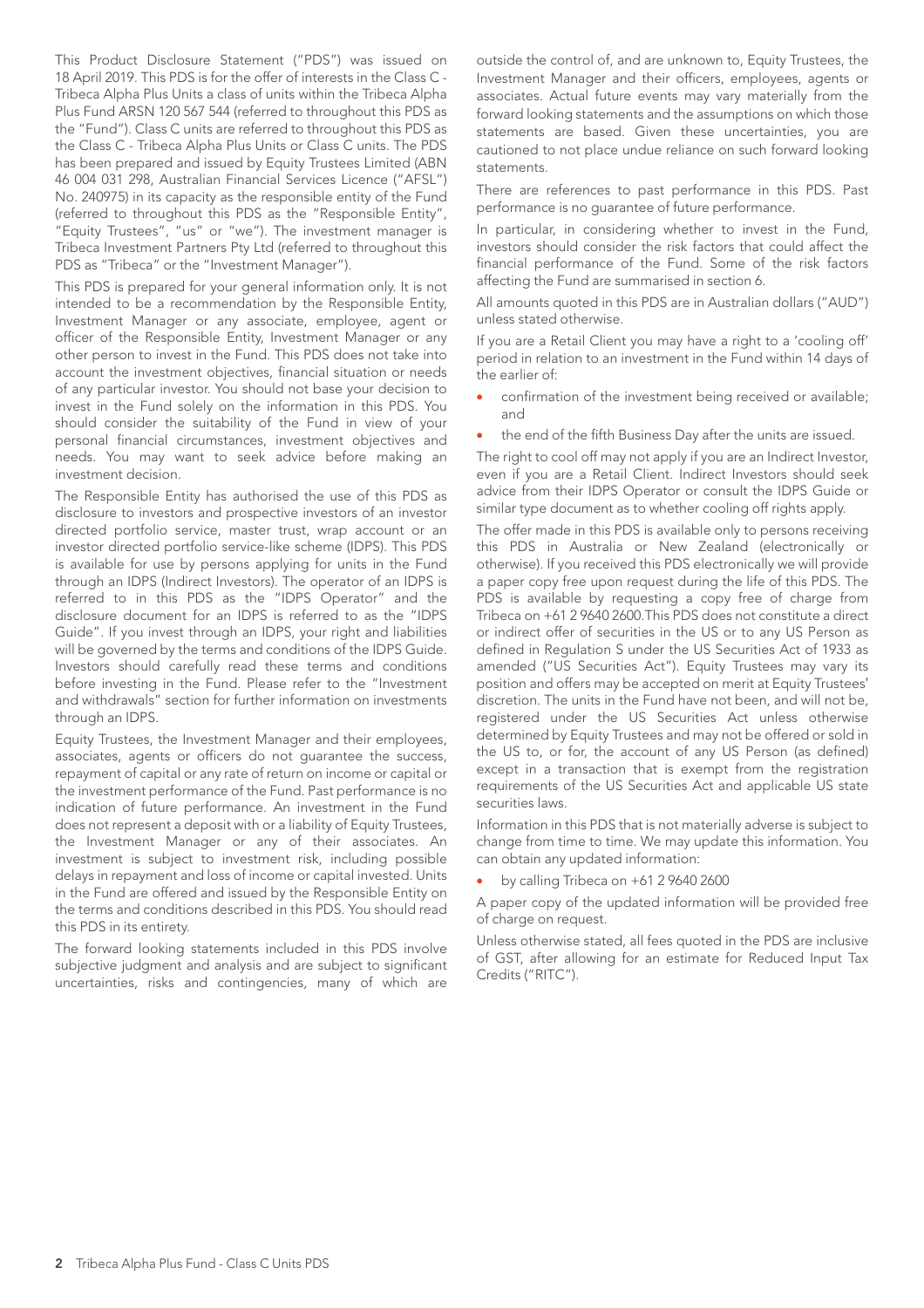This Product Disclosure Statement ("PDS") was issued on 18 April 2019. This PDS is for the offer of interests in the Class C - Tribeca Alpha Plus Units a class of units within the Tribeca Alpha Plus Fund ARSN 120 567 544 (referred to throughout this PDS as the "Fund"). Class C units are referred to throughout this PDS as the Class C - Tribeca Alpha Plus Units or Class C units. The PDS has been prepared and issued by Equity Trustees Limited (ABN 46 004 031 298, Australian Financial Services Licence ("AFSL") No. 240975) in its capacity as the responsible entity of the Fund (referred to throughout this PDS as the "Responsible Entity", "Equity Trustees", "us" or "we"). The investment manager is Tribeca Investment Partners Pty Ltd (referred to throughout this PDS as "Tribeca" or the "Investment Manager").

This PDS is prepared for your general information only. It is not intended to be a recommendation by the Responsible Entity, Investment Manager or any associate, employee, agent or officer of the Responsible Entity, Investment Manager or any other person to invest in the Fund. This PDS does not take into account the investment objectives, financial situation or needs of any particular investor. You should not base your decision to invest in the Fund solely on the information in this PDS. You should consider the suitability of the Fund in view of your personal financial circumstances, investment objectives and needs. You may want to seek advice before making an investment decision.

The Responsible Entity has authorised the use of this PDS as disclosure to investors and prospective investors of an investor directed portfolio service, master trust, wrap account or an investor directed portfolio service-like scheme (IDPS). This PDS is available for use by persons applying for units in the Fund through an IDPS (Indirect Investors). The operator of an IDPS is referred to in this PDS as the "IDPS Operator" and the disclosure document for an IDPS is referred to as the "IDPS Guide". If you invest through an IDPS, your right and liabilities will be governed by the terms and conditions of the IDPS Guide. Investors should carefully read these terms and conditions before investing in the Fund. Please refer to the "Investment and withdrawals" section for further information on investments through an IDPS.

Equity Trustees, the Investment Manager and their employees, associates, agents or officers do not guarantee the success, repayment of capital or any rate of return on income or capital or the investment performance of the Fund. Past performance is no indication of future performance. An investment in the Fund does not represent a deposit with or a liability of Equity Trustees, the Investment Manager or any of their associates. An investment is subject to investment risk, including possible delays in repayment and loss of income or capital invested. Units in the Fund are offered and issued by the Responsible Entity on the terms and conditions described in this PDS. You should read this PDS in its entirety.

The forward looking statements included in this PDS involve subjective judgment and analysis and are subject to significant uncertainties, risks and contingencies, many of which are outside the control of, and are unknown to, Equity Trustees, the Investment Manager and their officers, employees, agents or associates. Actual future events may vary materially from the forward looking statements and the assumptions on which those statements are based. Given these uncertainties, you are cautioned to not place undue reliance on such forward looking statements.

There are references to past performance in this PDS. Past performance is no guarantee of future performance.

In particular, in considering whether to invest in the Fund, investors should consider the risk factors that could affect the financial performance of the Fund. Some of the risk factors affecting the Fund are summarised in section 6.

All amounts quoted in this PDS are in Australian dollars ("AUD") unless stated otherwise.

If you are a Retail Client you may have a right to a 'cooling off' period in relation to an investment in the Fund within 14 days of the earlier of:

- confirmation of the investment being received or available; and
- the end of the fifth Business Day after the units are issued.

The right to cool off may not apply if you are an Indirect Investor, even if you are a Retail Client. Indirect Investors should seek advice from their IDPS Operator or consult the IDPS Guide or similar type document as to whether cooling off rights apply.

The offer made in this PDS is available only to persons receiving this PDS in Australia or New Zealand (electronically or otherwise). If you received this PDS electronically we will provide a paper copy free upon request during the life of this PDS. The PDS is available by requesting a copy free of charge from Tribeca on +61 2 9640 2600.This PDS does not constitute a direct or indirect offer of securities in the US or to any US Person as defined in Regulation S under the US Securities Act of 1933 as amended ("US Securities Act"). Equity Trustees may vary its position and offers may be accepted on merit at Equity Trustees' discretion. The units in the Fund have not been, and will not be, registered under the US Securities Act unless otherwise determined by Equity Trustees and may not be offered or sold in the US to, or for, the account of any US Person (as defined) except in a transaction that is exempt from the registration requirements of the US Securities Act and applicable US state securities laws.

Information in this PDS that is not materially adverse is subject to change from time to time. We may update this information. You can obtain any updated information:

- by calling Tribeca on +61 2 9640 2600

A paper copy of the updated information will be provided free of charge on request.

Unless otherwise stated, all fees quoted in the PDS are inclusive of GST, after allowing for an estimate for Reduced Input Tax Credits ("RITC").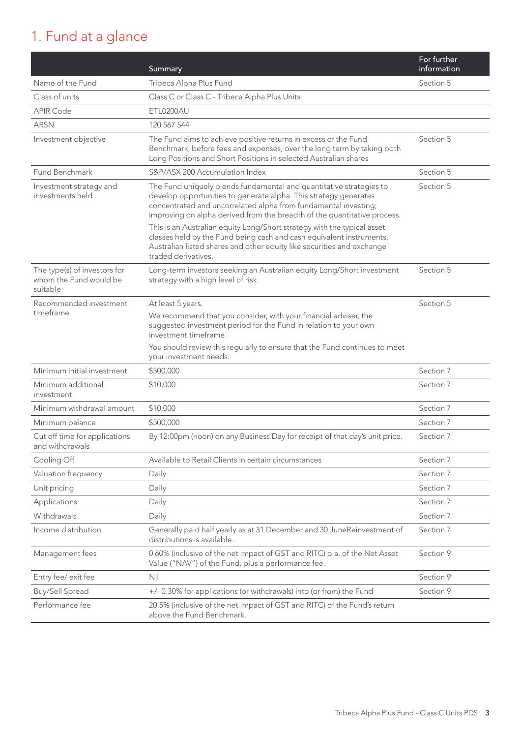# 1. Fund at a glance

| | Summary | For further information |
|---|---|---|
| Name of the Fund | Tribeca Alpha Plus Fund | Section 5 |
| Class of units | Class C or Class C - Tribeca Alpha Plus Units | |
| APIR Code | ETL0200AU | |
| ARSN | 120 567 544 | |
| Investment objective | The Fund aims to achieve positive returns in excess of the Fund Benchmark, before fees and expenses, over the long term by taking both Long Positions and Short Positions in selected Australian shares | Section 5 |
| Fund Benchmark | S&P/ASX 200 Accumulation Index | Section 5 |
| Investment strategy and investments held | The Fund uniquely blends fundamental and quantitative strategies to develop opportunities to generate alpha. This strategy generates concentrated and uncorrelated alpha from fundamental investing; improving on alpha derived from the breadth of the quantitative process.<br><br>This is an Australian equity Long/Short strategy with the typical asset classes held by the Fund being cash and cash equivalent instruments, Australian listed shares and other equity like securities and exchange traded derivatives. | Section 5 |
| The type(s) of investors for whom the Fund would be suitable | Long-term investors seeking an Australian equity Long/Short investment strategy with a high level of risk | Section 5 |
| Recommended investment timeframe | At least 5 years.<br><br>We recommend that you consider, with your financial adviser, the suggested investment period for the Fund in relation to your own investment timeframe.<br><br>You should review this regularly to ensure that the Fund continues to meet your investment needs. | Section 5 |
| Minimum initial investment | $500,000 | Section 7 |
| Minimum additional investment | $10,000 | Section 7 |
| Minimum withdrawal amount | $10,000 | Section 7 |
| Minimum balance | $500,000 | Section 7 |
| Cut off time for applications and withdrawals | By 12:00pm (noon) on any Business Day for receipt of that day's unit price. | Section 7 |
| Cooling Off | Available to Retail Clients in certain circumstances | Section 7 |
| Valuation frequency | Daily | Section 7 |
| Unit pricing | Daily | Section 7 |
| Applications | Daily | Section 7 |
| Withdrawals | Daily | Section 7 |
| Income distribution | Generally paid half yearly as at 31 December and 30 JuneReinvestment of distributions is available. | Section 7 |
| Management fees | 0.60% (inclusive of the net impact of GST and RITC) p.a. of the Net Asset Value ("NAV") of the Fund, plus a performance fee. | Section 9 |
| Entry fee/ exit fee | Nil | Section 9 |
| Buy/Sell Spread | +/- 0.30% for applications (or withdrawals) into (or from) the Fund | Section 9 |
| Performance fee | 20.5% (inclusive of the net impact of GST and RITC) of the Fund's return above the Fund Benchmark. | |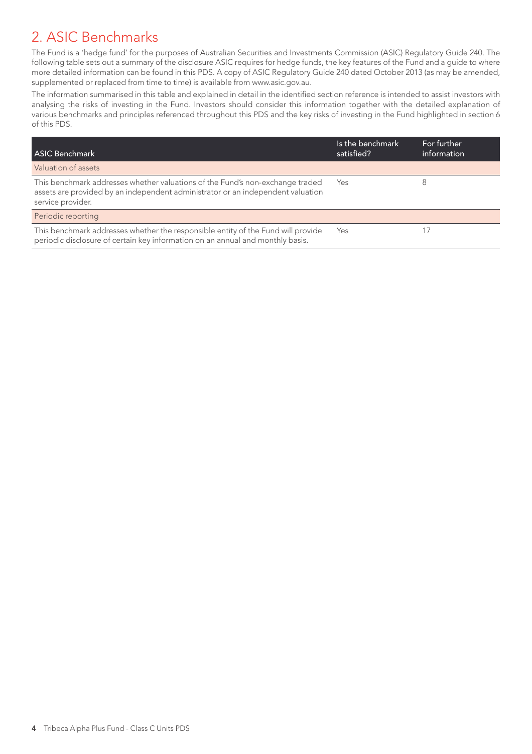## 2. ASIC Benchmarks

The Fund is a 'hedge fund' for the purposes of Australian Securities and Investments Commission (ASIC) Regulatory Guide 240. The following table sets out a summary of the disclosure ASIC requires for hedge funds, the key features of the Fund and a guide to where more detailed information can be found in this PDS. A copy of ASIC Regulatory Guide 240 dated October 2013 (as may be amended, supplemented or replaced from time to time) is available from www.asic.gov.au.

The information summarised in this table and explained in detail in the identified section reference is intended to assist investors with analysing the risks of investing in the Fund. Investors should consider this information together with the detailed explanation of various benchmarks and principles referenced throughout this PDS and the key risks of investing in the Fund highlighted in section 6 of this PDS.

| ASIC Benchmark | Is the benchmark satisfied? | For further information |
| --- | --- | --- |
| Valuation of assets | | |
| This benchmark addresses whether valuations of the Fund's non-exchange traded assets are provided by an independent administrator or an independent valuation service provider. | Yes | 8 |
| Periodic reporting | | |
| This benchmark addresses whether the responsible entity of the Fund will provide periodic disclosure of certain key information on an annual and monthly basis. | Yes | 17 |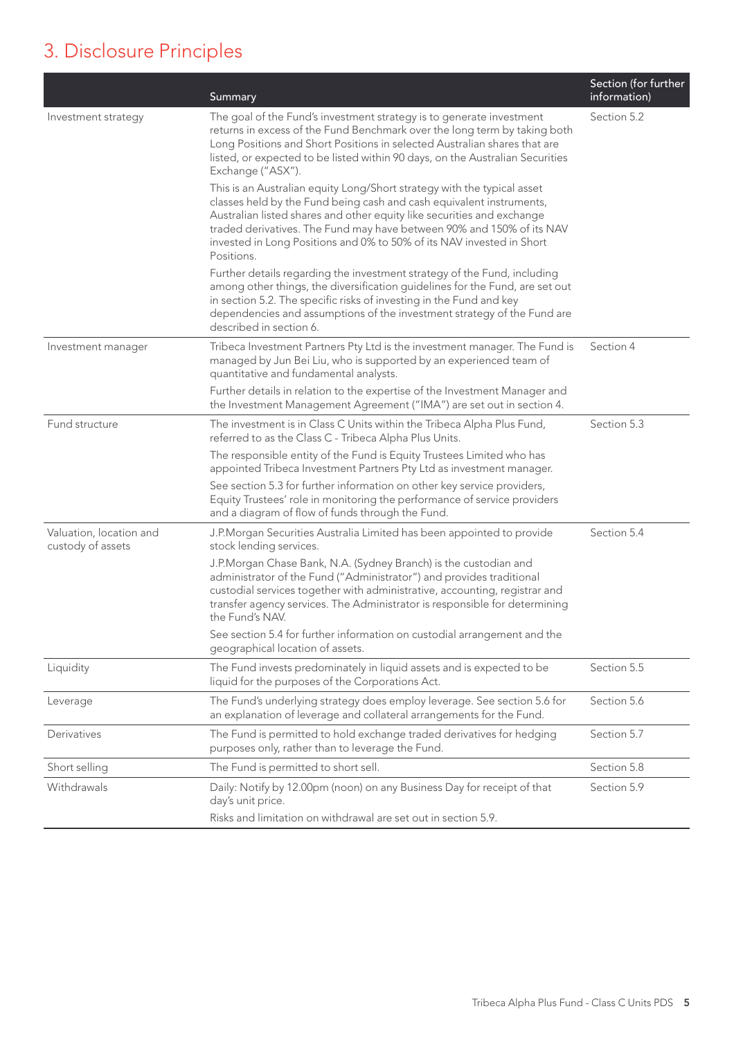# 3. Disclosure Principles

| | Summary | Section (for further information) |
|---|---|---|
| Investment strategy | The goal of the Fund's investment strategy is to generate investment returns in excess of the Fund Benchmark over the long term by taking both Long Positions and Short Positions in selected Australian shares that are listed, or expected to be listed within 90 days, on the Australian Securities Exchange ("ASX").<br><br>This is an Australian equity Long/Short strategy with the typical asset classes held by the Fund being cash and cash equivalent instruments, Australian listed shares and other equity like securities and exchange traded derivatives. The Fund may have between 90% and 150% of its NAV invested in Long Positions and 0% to 50% of its NAV invested in Short Positions.<br><br>Further details regarding the investment strategy of the Fund, including among other things, the diversification guidelines for the Fund, are set out in section 5.2. The specific risks of investing in the Fund and key dependencies and assumptions of the investment strategy of the Fund are described in section 6. | Section 5.2 |
| Investment manager | Tribeca Investment Partners Pty Ltd is the investment manager. The Fund is managed by Jun Bei Liu, who is supported by an experienced team of quantitative and fundamental analysts.<br><br>Further details in relation to the expertise of the Investment Manager and the Investment Management Agreement ("IMA") are set out in section 4. | Section 4 |
| Fund structure | The investment is in Class C Units within the Tribeca Alpha Plus Fund, referred to as the Class C - Tribeca Alpha Plus Units.<br><br>The responsible entity of the Fund is Equity Trustees Limited who has appointed Tribeca Investment Partners Pty Ltd as investment manager.<br><br>See section 5.3 for further information on other key service providers, Equity Trustees' role in monitoring the performance of service providers and a diagram of flow of funds through the Fund. | Section 5.3 |
| Valuation, location and custody of assets | J.P.Morgan Securities Australia Limited has been appointed to provide stock lending services.<br><br>J.P.Morgan Chase Bank, N.A. (Sydney Branch) is the custodian and administrator of the Fund ("Administrator") and provides traditional custodial services together with administrative, accounting, registrar and transfer agency services. The Administrator is responsible for determining the Fund's NAV.<br><br>See section 5.4 for further information on custodial arrangement and the geographical location of assets. | Section 5.4 |
| Liquidity | The Fund invests predominately in liquid assets and is expected to be liquid for the purposes of the Corporations Act. | Section 5.5 |
| Leverage | The Fund's underlying strategy does employ leverage. See section 5.6 for an explanation of leverage and collateral arrangements for the Fund. | Section 5.6 |
| Derivatives | The Fund is permitted to hold exchange traded derivatives for hedging purposes only, rather than to leverage the Fund. | Section 5.7 |
| Short selling | The Fund is permitted to short sell. | Section 5.8 |
| Withdrawals | Daily: Notify by 12.00pm (noon) on any Business Day for receipt of that day's unit price.<br><br>Risks and limitation on withdrawal are set out in section 5.9. | Section 5.9 |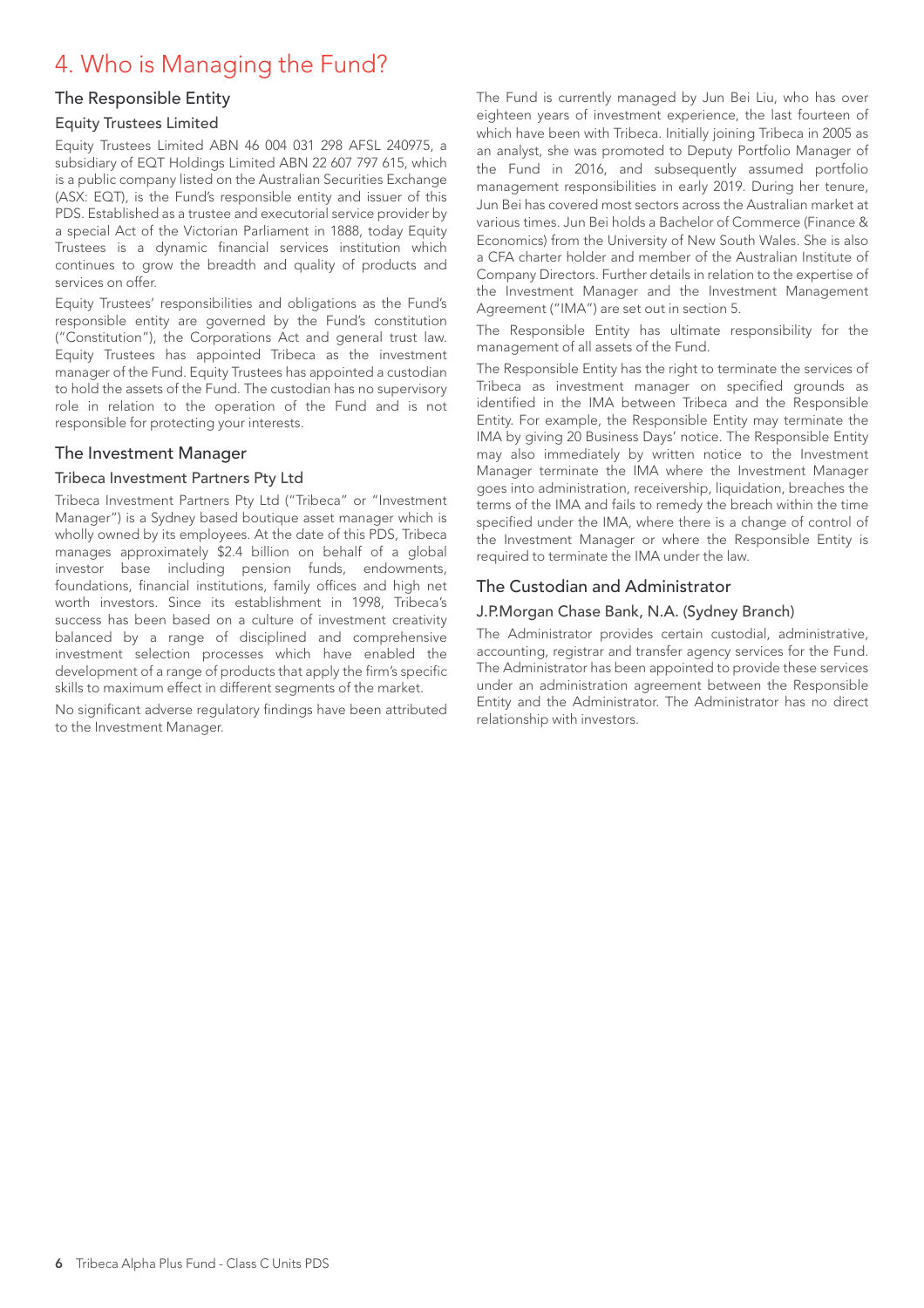# 4. Who is Managing the Fund?

## The Responsible Entity

### Equity Trustees Limited

Equity Trustees Limited ABN 46 004 031 298 AFSL 240975, a subsidiary of EQT Holdings Limited ABN 22 607 797 615, which is a public company listed on the Australian Securities Exchange (ASX: EQT), is the Fund's responsible entity and issuer of this PDS. Established as a trustee and executorial service provider by a special Act of the Victorian Parliament in 1888, today Equity Trustees is a dynamic financial services institution which continues to grow the breadth and quality of products and services on offer.

Equity Trustees' responsibilities and obligations as the Fund's responsible entity are governed by the Fund's constitution ("Constitution"), the Corporations Act and general trust law. Equity Trustees has appointed Tribeca as the investment manager of the Fund. Equity Trustees has appointed a custodian to hold the assets of the Fund. The custodian has no supervisory role in relation to the operation of the Fund and is not responsible for protecting your interests.

## The Investment Manager

### Tribeca Investment Partners Pty Ltd

Tribeca Investment Partners Pty Ltd ("Tribeca" or "Investment Manager") is a Sydney based boutique asset manager which is wholly owned by its employees. At the date of this PDS, Tribeca manages approximately $2.4 billion on behalf of a global investor base including pension funds, endowments, foundations, financial institutions, family offices and high net worth investors. Since its establishment in 1998, Tribeca's success has been based on a culture of investment creativity balanced by a range of disciplined and comprehensive investment selection processes which have enabled the development of a range of products that apply the firm's specific skills to maximum effect in different segments of the market.

No significant adverse regulatory findings have been attributed to the Investment Manager.

The Fund is currently managed by Jun Bei Liu, who has over eighteen years of investment experience, the last fourteen of which have been with Tribeca. Initially joining Tribeca in 2005 as an analyst, she was promoted to Deputy Portfolio Manager of the Fund in 2016, and subsequently assumed portfolio management responsibilities in early 2019. During her tenure, Jun Bei has covered most sectors across the Australian market at various times. Jun Bei holds a Bachelor of Commerce (Finance & Economics) from the University of New South Wales. She is also a CFA charter holder and member of the Australian Institute of Company Directors. Further details in relation to the expertise of the Investment Manager and the Investment Management Agreement ("IMA") are set out in section 5.

The Responsible Entity has ultimate responsibility for the management of all assets of the Fund.

The Responsible Entity has the right to terminate the services of Tribeca as investment manager on specified grounds as identified in the IMA between Tribeca and the Responsible Entity. For example, the Responsible Entity may terminate the IMA by giving 20 Business Days' notice. The Responsible Entity may also immediately by written notice to the Investment Manager terminate the IMA where the Investment Manager goes into administration, receivership, liquidation, breaches the terms of the IMA and fails to remedy the breach within the time specified under the IMA, where there is a change of control of the Investment Manager or where the Responsible Entity is required to terminate the IMA under the law.

## The Custodian and Administrator

### J.P.Morgan Chase Bank, N.A. (Sydney Branch)

The Administrator provides certain custodial, administrative, accounting, registrar and transfer agency services for the Fund. The Administrator has been appointed to provide these services under an administration agreement between the Responsible Entity and the Administrator. The Administrator has no direct relationship with investors.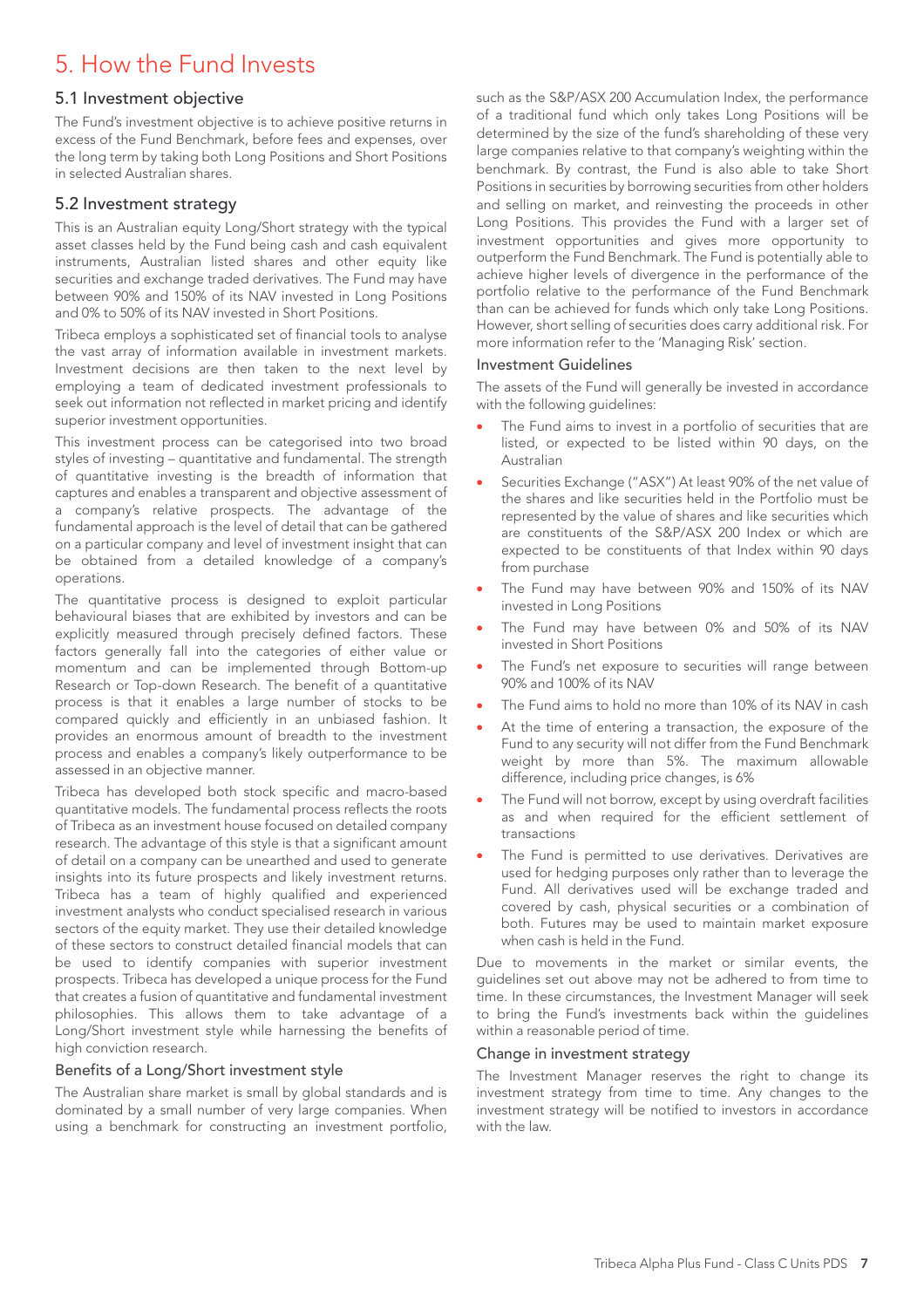# 5. How the Fund Invests

## 5.1 Investment objective

The Fund's investment objective is to achieve positive returns in excess of the Fund Benchmark, before fees and expenses, over the long term by taking both Long Positions and Short Positions in selected Australian shares.

## 5.2 Investment strategy

This is an Australian equity Long/Short strategy with the typical asset classes held by the Fund being cash and cash equivalent instruments, Australian listed shares and other equity like securities and exchange traded derivatives. The Fund may have between 90% and 150% of its NAV invested in Long Positions and 0% to 50% of its NAV invested in Short Positions.

Tribeca employs a sophisticated set of financial tools to analyse the vast array of information available in investment markets. Investment decisions are then taken to the next level by employing a team of dedicated investment professionals to seek out information not reflected in market pricing and identify superior investment opportunities.

This investment process can be categorised into two broad styles of investing – quantitative and fundamental. The strength of quantitative investing is the breadth of information that captures and enables a transparent and objective assessment of a company's relative prospects. The advantage of the fundamental approach is the level of detail that can be gathered on a particular company and level of investment insight that can be obtained from a detailed knowledge of a company's operations.

The quantitative process is designed to exploit particular behavioural biases that are exhibited by investors and can be explicitly measured through precisely defined factors. These factors generally fall into the categories of either value or momentum and can be implemented through Bottom-up Research or Top-down Research. The benefit of a quantitative process is that it enables a large number of stocks to be compared quickly and efficiently in an unbiased fashion. It provides an enormous amount of breadth to the investment process and enables a company's likely outperformance to be assessed in an objective manner.

Tribeca has developed both stock specific and macro-based quantitative models. The fundamental process reflects the roots of Tribeca as an investment house focused on detailed company research. The advantage of this style is that a significant amount of detail on a company can be unearthed and used to generate insights into its future prospects and likely investment returns. Tribeca has a team of highly qualified and experienced investment analysts who conduct specialised research in various sectors of the equity market. They use their detailed knowledge of these sectors to construct detailed financial models that can be used to identify companies with superior investment prospects. Tribeca has developed a unique process for the Fund that creates a fusion of quantitative and fundamental investment philosophies. This allows them to take advantage of a Long/Short investment style while harnessing the benefits of high conviction research.

### Benefits of a Long/Short investment style

The Australian share market is small by global standards and is dominated by a small number of very large companies. When using a benchmark for constructing an investment portfolio, such as the S&P/ASX 200 Accumulation Index, the performance of a traditional fund which only takes Long Positions will be determined by the size of the fund's shareholding of these very large companies relative to that company's weighting within the benchmark. By contrast, the Fund is also able to take Short Positions in securities by borrowing securities from other holders and selling on market, and reinvesting the proceeds in other Long Positions. This provides the Fund with a larger set of investment opportunities and gives more opportunity to outperform the Fund Benchmark. The Fund is potentially able to achieve higher levels of divergence in the performance of the portfolio relative to the performance of the Fund Benchmark than can be achieved for funds which only take Long Positions. However, short selling of securities does carry additional risk. For more information refer to the 'Managing Risk' section.

### Investment Guidelines

The assets of the Fund will generally be invested in accordance with the following guidelines:

- The Fund aims to invest in a portfolio of securities that are listed, or expected to be listed within 90 days, on the Australian
- Securities Exchange ("ASX") At least 90% of the net value of the shares and like securities held in the Portfolio must be represented by the value of shares and like securities which are constituents of the S&P/ASX 200 Index or which are expected to be constituents of that Index within 90 days from purchase
- The Fund may have between 90% and 150% of its NAV invested in Long Positions
- The Fund may have between 0% and 50% of its NAV invested in Short Positions
- The Fund's net exposure to securities will range between 90% and 100% of its NAV
- The Fund aims to hold no more than 10% of its NAV in cash
- At the time of entering a transaction, the exposure of the Fund to any security will not differ from the Fund Benchmark weight by more than 5%. The maximum allowable difference, including price changes, is 6%
- The Fund will not borrow, except by using overdraft facilities as and when required for the efficient settlement of transactions
- The Fund is permitted to use derivatives. Derivatives are used for hedging purposes only rather than to leverage the Fund. All derivatives used will be exchange traded and covered by cash, physical securities or a combination of both. Futures may be used to maintain market exposure when cash is held in the Fund.

Due to movements in the market or similar events, the guidelines set out above may not be adhered to from time to time. In these circumstances, the Investment Manager will seek to bring the Fund's investments back within the guidelines within a reasonable period of time.

### Change in investment strategy

The Investment Manager reserves the right to change its investment strategy from time to time. Any changes to the investment strategy will be notified to investors in accordance with the law.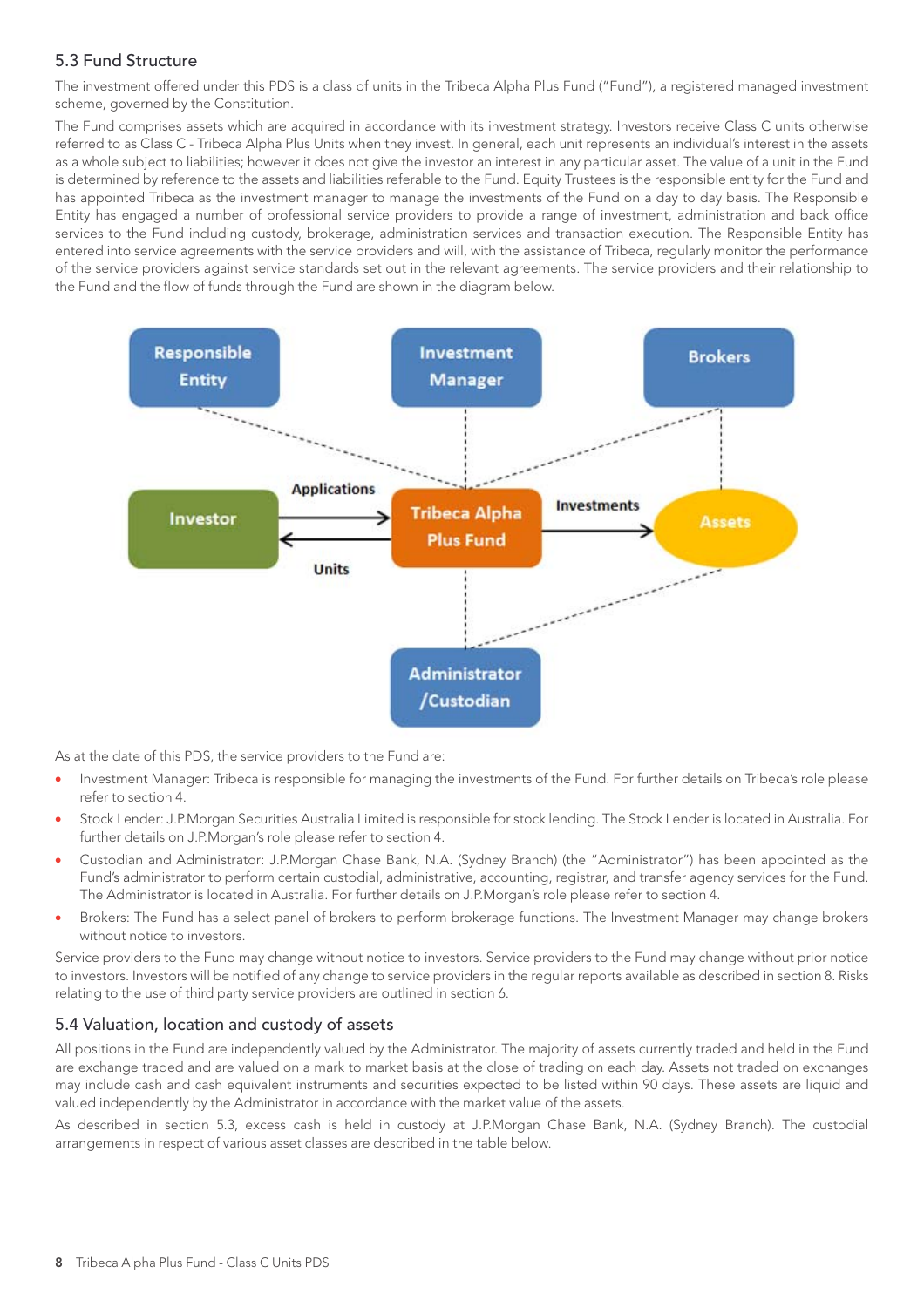## 5.3 Fund Structure

The investment offered under this PDS is a class of units in the Tribeca Alpha Plus Fund ("Fund"), a registered managed investment scheme, governed by the Constitution.

The Fund comprises assets which are acquired in accordance with its investment strategy. Investors receive Class C units otherwise referred to as Class C - Tribeca Alpha Plus Units when they invest. In general, each unit represents an individual's interest in the assets as a whole subject to liabilities; however it does not give the investor an interest in any particular asset. The value of a unit in the Fund is determined by reference to the assets and liabilities referable to the Fund. Equity Trustees is the responsible entity for the Fund and has appointed Tribeca as the investment manager to manage the investments of the Fund on a day to day basis. The Responsible Entity has engaged a number of professional service providers to provide a range of investment, administration and back office services to the Fund including custody, brokerage, administration services and transaction execution. The Responsible Entity has entered into service agreements with the service providers and will, with the assistance of Tribeca, regularly monitor the performance of the service providers against service standards set out in the relevant agreements. The service providers and their relationship to the Fund and the flow of funds through the Fund are shown in the diagram below.

Responsible Entity | Investment Manager | Brokers

Investor — Applications → Tribeca Alpha Plus Fund — Investments → Assets

Units ←

Administrator /Custodian

As at the date of this PDS, the service providers to the Fund are:

- Investment Manager: Tribeca is responsible for managing the investments of the Fund. For further details on Tribeca's role please refer to section 4.
- Stock Lender: J.P.Morgan Securities Australia Limited is responsible for stock lending. The Stock Lender is located in Australia. For further details on J.P.Morgan's role please refer to section 4.
- Custodian and Administrator: J.P.Morgan Chase Bank, N.A. (Sydney Branch) (the "Administrator") has been appointed as the Fund's administrator to perform certain custodial, administrative, accounting, registrar, and transfer agency services for the Fund. The Administrator is located in Australia. For further details on J.P.Morgan's role please refer to section 4.
- Brokers: The Fund has a select panel of brokers to perform brokerage functions. The Investment Manager may change brokers without notice to investors.

Service providers to the Fund may change without notice to investors. Service providers to the Fund may change without prior notice to investors. Investors will be notified of any change to service providers in the regular reports available as described in section 8. Risks relating to the use of third party service providers are outlined in section 6.

## 5.4 Valuation, location and custody of assets

All positions in the Fund are independently valued by the Administrator. The majority of assets currently traded and held in the Fund are exchange traded and are valued on a mark to market basis at the close of trading on each day. Assets not traded on exchanges may include cash and cash equivalent instruments and securities expected to be listed within 90 days. These assets are liquid and valued independently by the Administrator in accordance with the market value of the assets.

As described in section 5.3, excess cash is held in custody at J.P.Morgan Chase Bank, N.A. (Sydney Branch). The custodial arrangements in respect of various asset classes are described in the table below.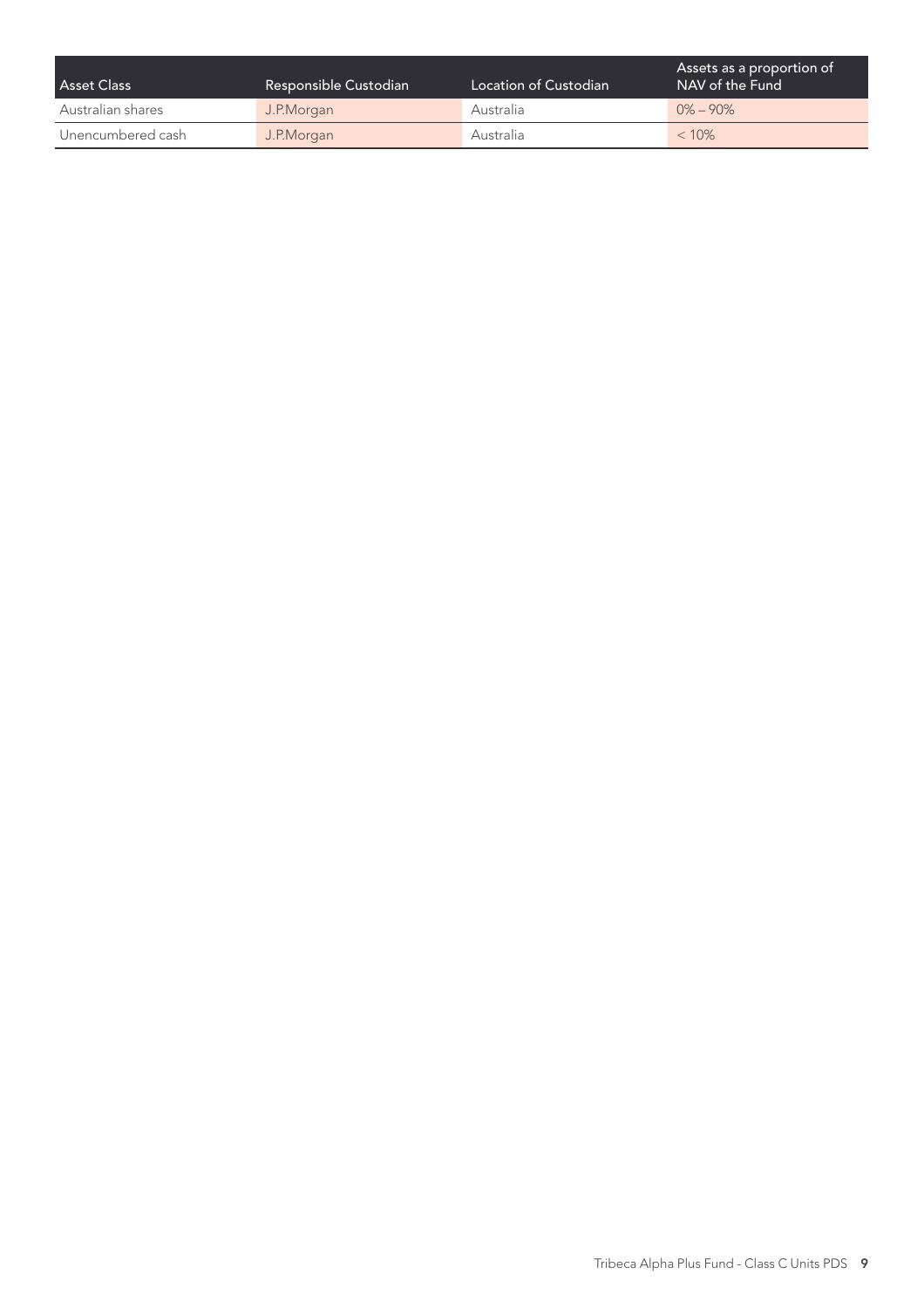| Asset Class | Responsible Custodian | Location of Custodian | Assets as a proportion of NAV of the Fund |
|---|---|---|---|
| Australian shares | J.P.Morgan | Australia | 0% – 90% |
| Unencumbered cash | J.P.Morgan | Australia | < 10% |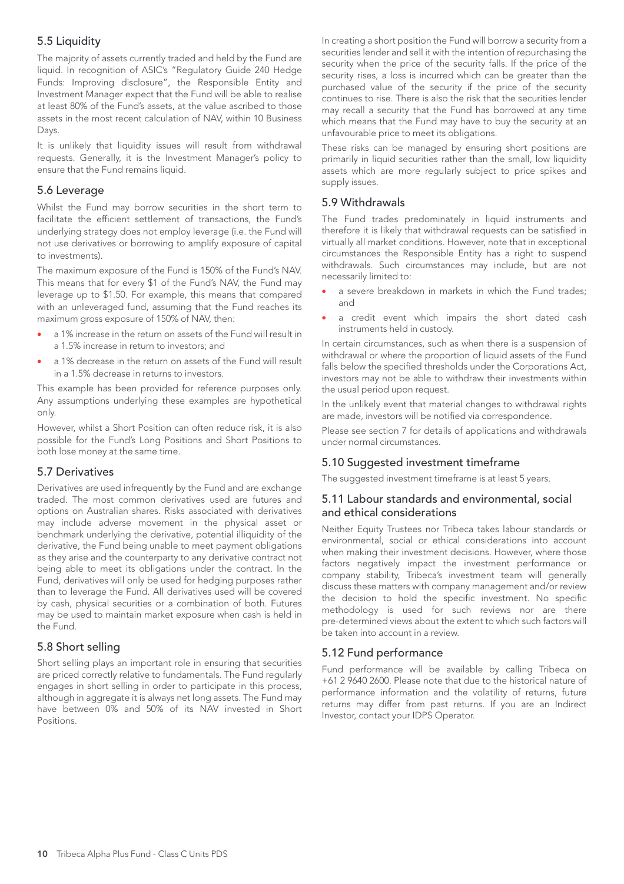## 5.5 Liquidity

The majority of assets currently traded and held by the Fund are liquid. In recognition of ASIC's "Regulatory Guide 240 Hedge Funds: Improving disclosure", the Responsible Entity and Investment Manager expect that the Fund will be able to realise at least 80% of the Fund's assets, at the value ascribed to those assets in the most recent calculation of NAV, within 10 Business Days.

It is unlikely that liquidity issues will result from withdrawal requests. Generally, it is the Investment Manager's policy to ensure that the Fund remains liquid.

## 5.6 Leverage

Whilst the Fund may borrow securities in the short term to facilitate the efficient settlement of transactions, the Fund's underlying strategy does not employ leverage (i.e. the Fund will not use derivatives or borrowing to amplify exposure of capital to investments).

The maximum exposure of the Fund is 150% of the Fund's NAV. This means that for every $1 of the Fund's NAV, the Fund may leverage up to $1.50. For example, this means that compared with an unleveraged fund, assuming that the Fund reaches its maximum gross exposure of 150% of NAV, then:

- a 1% increase in the return on assets of the Fund will result in a 1.5% increase in return to investors; and
- a 1% decrease in the return on assets of the Fund will result in a 1.5% decrease in returns to investors.

This example has been provided for reference purposes only. Any assumptions underlying these examples are hypothetical only.

However, whilst a Short Position can often reduce risk, it is also possible for the Fund's Long Positions and Short Positions to both lose money at the same time.

## 5.7 Derivatives

Derivatives are used infrequently by the Fund and are exchange traded. The most common derivatives used are futures and options on Australian shares. Risks associated with derivatives may include adverse movement in the physical asset or benchmark underlying the derivative, potential illiquidity of the derivative, the Fund being unable to meet payment obligations as they arise and the counterparty to any derivative contract not being able to meet its obligations under the contract. In the Fund, derivatives will only be used for hedging purposes rather than to leverage the Fund. All derivatives used will be covered by cash, physical securities or a combination of both. Futures may be used to maintain market exposure when cash is held in the Fund.

## 5.8 Short selling

Short selling plays an important role in ensuring that securities are priced correctly relative to fundamentals. The Fund regularly engages in short selling in order to participate in this process, although in aggregate it is always net long assets. The Fund may have between 0% and 50% of its NAV invested in Short Positions.

In creating a short position the Fund will borrow a security from a securities lender and sell it with the intention of repurchasing the security when the price of the security falls. If the price of the security rises, a loss is incurred which can be greater than the purchased value of the security if the price of the security continues to rise. There is also the risk that the securities lender may recall a security that the Fund has borrowed at any time which means that the Fund may have to buy the security at an unfavourable price to meet its obligations.

These risks can be managed by ensuring short positions are primarily in liquid securities rather than the small, low liquidity assets which are more regularly subject to price spikes and supply issues.

## 5.9 Withdrawals

The Fund trades predominately in liquid instruments and therefore it is likely that withdrawal requests can be satisfied in virtually all market conditions. However, note that in exceptional circumstances the Responsible Entity has a right to suspend withdrawals. Such circumstances may include, but are not necessarily limited to:

- a severe breakdown in markets in which the Fund trades; and
- a credit event which impairs the short dated cash instruments held in custody.

In certain circumstances, such as when there is a suspension of withdrawal or where the proportion of liquid assets of the Fund falls below the specified thresholds under the Corporations Act, investors may not be able to withdraw their investments within the usual period upon request.

In the unlikely event that material changes to withdrawal rights are made, investors will be notified via correspondence.

Please see section 7 for details of applications and withdrawals under normal circumstances.

## 5.10 Suggested investment timeframe

The suggested investment timeframe is at least 5 years.

## 5.11 Labour standards and environmental, social and ethical considerations

Neither Equity Trustees nor Tribeca takes labour standards or environmental, social or ethical considerations into account when making their investment decisions. However, where those factors negatively impact the investment performance or company stability, Tribeca's investment team will generally discuss these matters with company management and/or review the decision to hold the specific investment. No specific methodology is used for such reviews nor are there pre-determined views about the extent to which such factors will be taken into account in a review.

## 5.12 Fund performance

Fund performance will be available by calling Tribeca on +61 2 9640 2600. Please note that due to the historical nature of performance information and the volatility of returns, future returns may differ from past returns. If you are an Indirect Investor, contact your IDPS Operator.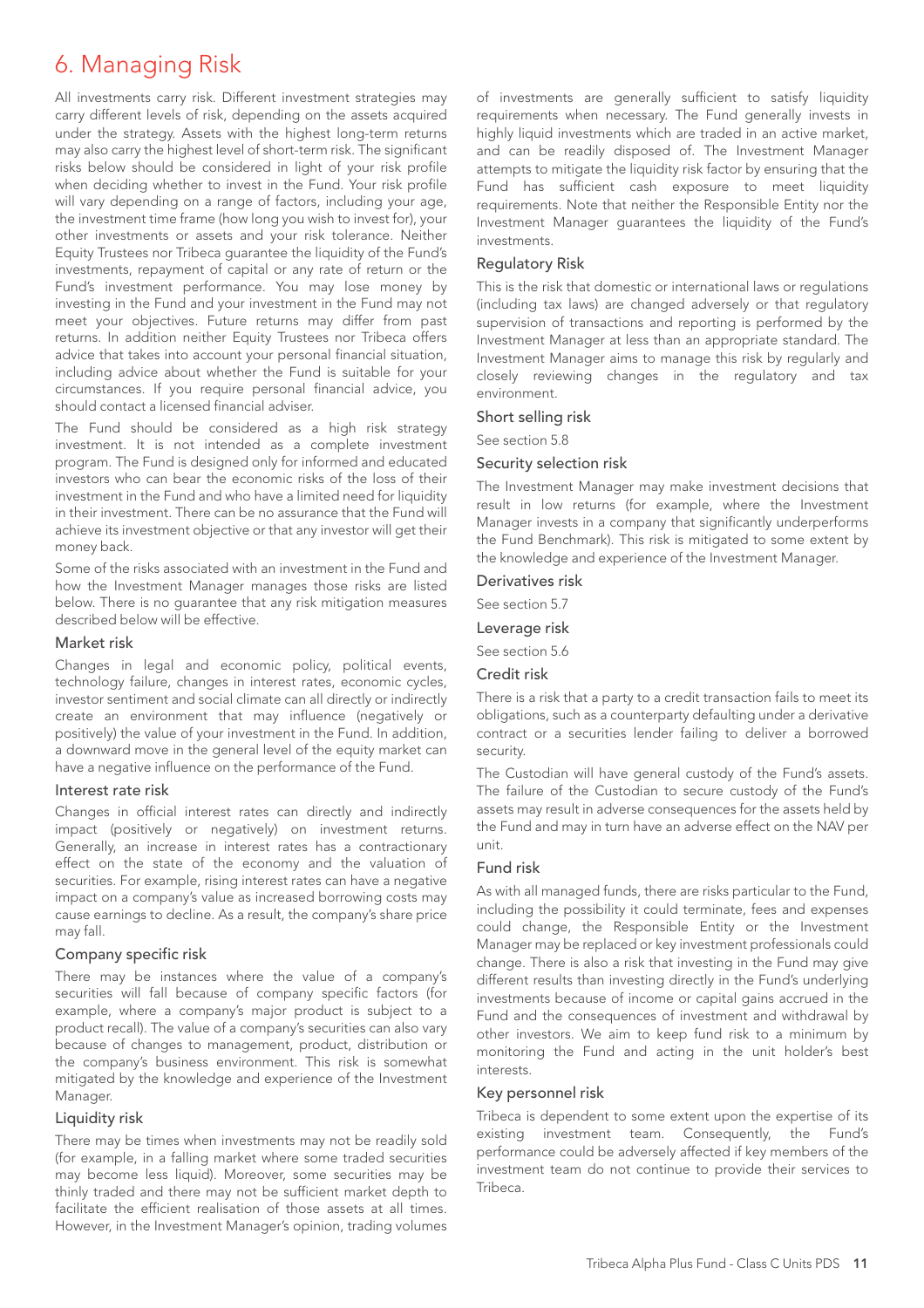# 6. Managing Risk

All investments carry risk. Different investment strategies may carry different levels of risk, depending on the assets acquired under the strategy. Assets with the highest long-term returns may also carry the highest level of short-term risk. The significant risks below should be considered in light of your risk profile when deciding whether to invest in the Fund. Your risk profile will vary depending on a range of factors, including your age, the investment time frame (how long you wish to invest for), your other investments or assets and your risk tolerance. Neither Equity Trustees nor Tribeca guarantee the liquidity of the Fund's investments, repayment of capital or any rate of return or the Fund's investment performance. You may lose money by investing in the Fund and your investment in the Fund may not meet your objectives. Future returns may differ from past returns. In addition neither Equity Trustees nor Tribeca offers advice that takes into account your personal financial situation, including advice about whether the Fund is suitable for your circumstances. If you require personal financial advice, you should contact a licensed financial adviser.

The Fund should be considered as a high risk strategy investment. It is not intended as a complete investment program. The Fund is designed only for informed and educated investors who can bear the economic risks of the loss of their investment in the Fund and who have a limited need for liquidity in their investment. There can be no assurance that the Fund will achieve its investment objective or that any investor will get their money back.

Some of the risks associated with an investment in the Fund and how the Investment Manager manages those risks are listed below. There is no guarantee that any risk mitigation measures described below will be effective.

### Market risk

Changes in legal and economic policy, political events, technology failure, changes in interest rates, economic cycles, investor sentiment and social climate can all directly or indirectly create an environment that may influence (negatively or positively) the value of your investment in the Fund. In addition, a downward move in the general level of the equity market can have a negative influence on the performance of the Fund.

### Interest rate risk

Changes in official interest rates can directly and indirectly impact (positively or negatively) on investment returns. Generally, an increase in interest rates has a contractionary effect on the state of the economy and the valuation of securities. For example, rising interest rates can have a negative impact on a company's value as increased borrowing costs may cause earnings to decline. As a result, the company's share price may fall.

### Company specific risk

There may be instances where the value of a company's securities will fall because of company specific factors (for example, where a company's major product is subject to a product recall). The value of a company's securities can also vary because of changes to management, product, distribution or the company's business environment. This risk is somewhat mitigated by the knowledge and experience of the Investment Manager.

### Liquidity risk

There may be times when investments may not be readily sold (for example, in a falling market where some traded securities may become less liquid). Moreover, some securities may be thinly traded and there may not be sufficient market depth to facilitate the efficient realisation of those assets at all times. However, in the Investment Manager's opinion, trading volumes of investments are generally sufficient to satisfy liquidity requirements when necessary. The Fund generally invests in highly liquid investments which are traded in an active market, and can be readily disposed of. The Investment Manager attempts to mitigate the liquidity risk factor by ensuring that the Fund has sufficient cash exposure to meet liquidity requirements. Note that neither the Responsible Entity nor the Investment Manager guarantees the liquidity of the Fund's investments.

### Regulatory Risk

This is the risk that domestic or international laws or regulations (including tax laws) are changed adversely or that regulatory supervision of transactions and reporting is performed by the Investment Manager at less than an appropriate standard. The Investment Manager aims to manage this risk by regularly and closely reviewing changes in the regulatory and tax environment.

### Short selling risk

See section 5.8

### Security selection risk

The Investment Manager may make investment decisions that result in low returns (for example, where the Investment Manager invests in a company that significantly underperforms the Fund Benchmark). This risk is mitigated to some extent by the knowledge and experience of the Investment Manager.

### Derivatives risk

See section 5.7

### Leverage risk

See section 5.6

### Credit risk

There is a risk that a party to a credit transaction fails to meet its obligations, such as a counterparty defaulting under a derivative contract or a securities lender failing to deliver a borrowed security.

The Custodian will have general custody of the Fund's assets. The failure of the Custodian to secure custody of the Fund's assets may result in adverse consequences for the assets held by the Fund and may in turn have an adverse effect on the NAV per unit.

### Fund risk

As with all managed funds, there are risks particular to the Fund, including the possibility it could terminate, fees and expenses could change, the Responsible Entity or the Investment Manager may be replaced or key investment professionals could change. There is also a risk that investing in the Fund may give different results than investing directly in the Fund's underlying investments because of income or capital gains accrued in the Fund and the consequences of investment and withdrawal by other investors. We aim to keep fund risk to a minimum by monitoring the Fund and acting in the unit holder's best interests.

### Key personnel risk

Tribeca is dependent to some extent upon the expertise of its existing investment team. Consequently, the Fund's performance could be adversely affected if key members of the investment team do not continue to provide their services to Tribeca.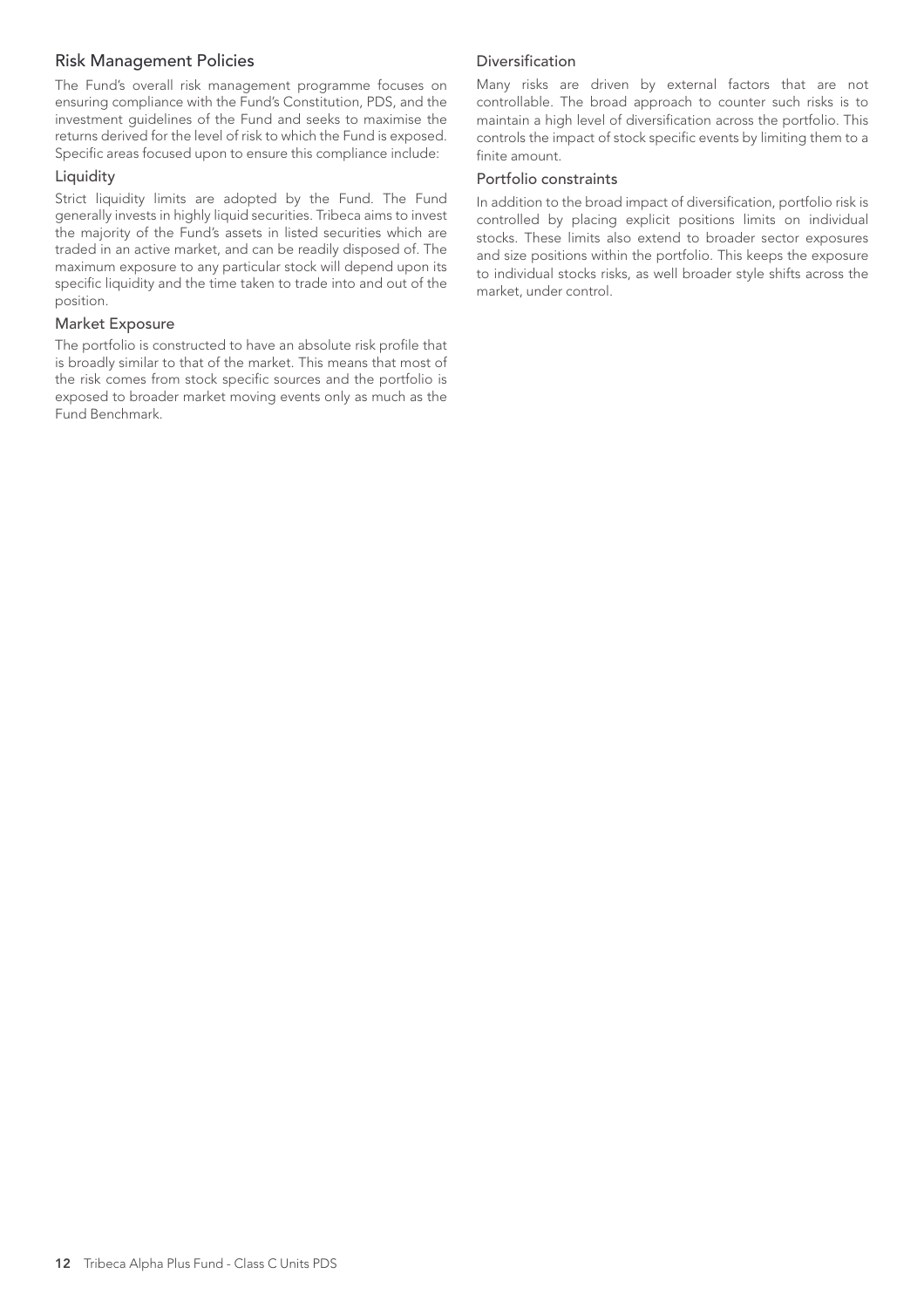## Risk Management Policies

The Fund's overall risk management programme focuses on ensuring compliance with the Fund's Constitution, PDS, and the investment guidelines of the Fund and seeks to maximise the returns derived for the level of risk to which the Fund is exposed. Specific areas focused upon to ensure this compliance include:

### Liquidity

Strict liquidity limits are adopted by the Fund. The Fund generally invests in highly liquid securities. Tribeca aims to invest the majority of the Fund's assets in listed securities which are traded in an active market, and can be readily disposed of. The maximum exposure to any particular stock will depend upon its specific liquidity and the time taken to trade into and out of the position.

### Market Exposure

The portfolio is constructed to have an absolute risk profile that is broadly similar to that of the market. This means that most of the risk comes from stock specific sources and the portfolio is exposed to broader market moving events only as much as the Fund Benchmark.

### Diversification

Many risks are driven by external factors that are not controllable. The broad approach to counter such risks is to maintain a high level of diversification across the portfolio. This controls the impact of stock specific events by limiting them to a finite amount.

### Portfolio constraints

In addition to the broad impact of diversification, portfolio risk is controlled by placing explicit positions limits on individual stocks. These limits also extend to broader sector exposures and size positions within the portfolio. This keeps the exposure to individual stocks risks, as well broader style shifts across the market, under control.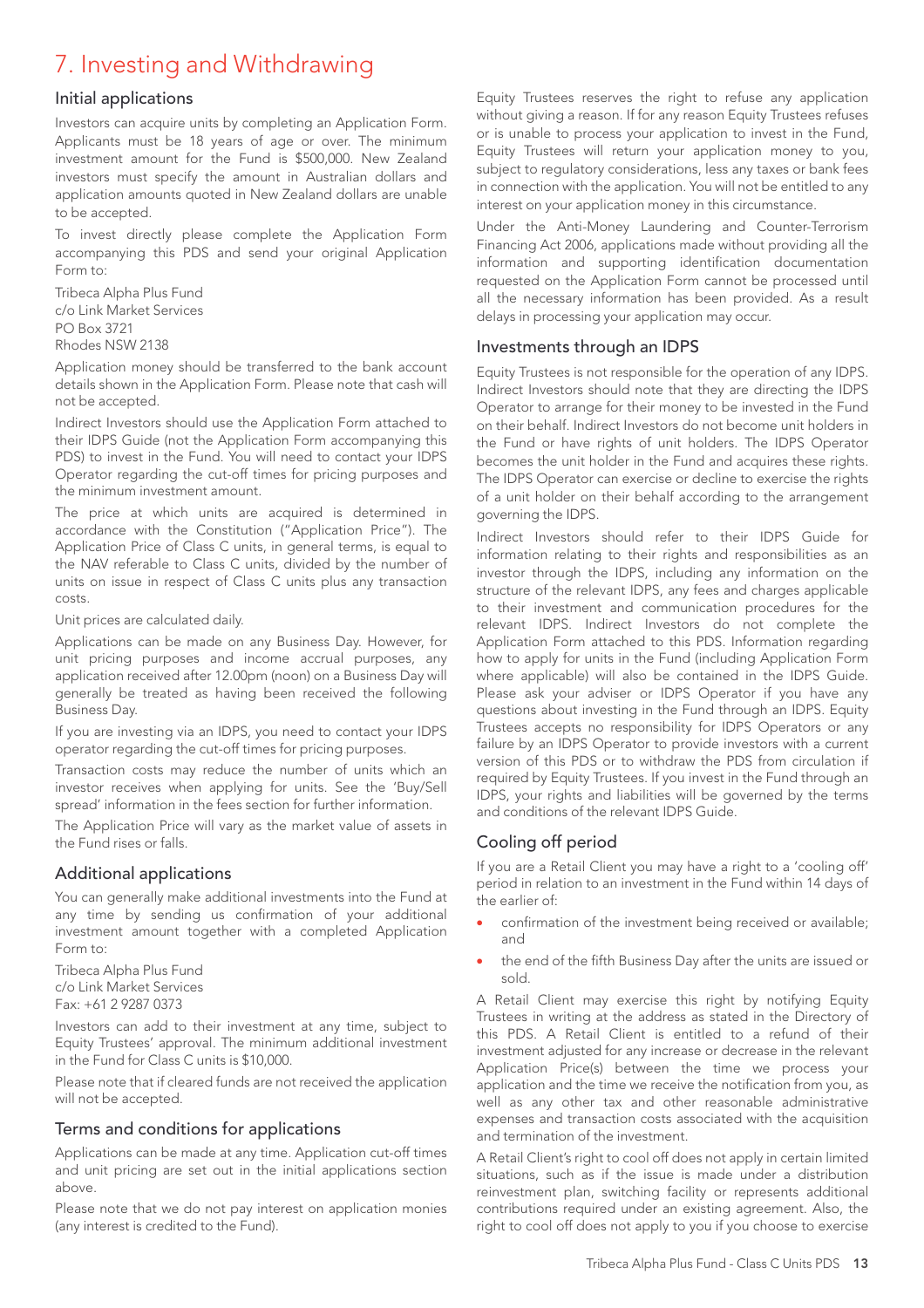# 7. Investing and Withdrawing

## Initial applications

Investors can acquire units by completing an Application Form. Applicants must be 18 years of age or over. The minimum investment amount for the Fund is $500,000. New Zealand investors must specify the amount in Australian dollars and application amounts quoted in New Zealand dollars are unable to be accepted.

To invest directly please complete the Application Form accompanying this PDS and send your original Application Form to:

Tribeca Alpha Plus Fund
c/o Link Market Services
PO Box 3721
Rhodes NSW 2138

Application money should be transferred to the bank account details shown in the Application Form. Please note that cash will not be accepted.

Indirect Investors should use the Application Form attached to their IDPS Guide (not the Application Form accompanying this PDS) to invest in the Fund. You will need to contact your IDPS Operator regarding the cut-off times for pricing purposes and the minimum investment amount.

The price at which units are acquired is determined in accordance with the Constitution ("Application Price"). The Application Price of Class C units, in general terms, is equal to the NAV referable to Class C units, divided by the number of units on issue in respect of Class C units plus any transaction costs.

Unit prices are calculated daily.

Applications can be made on any Business Day. However, for unit pricing purposes and income accrual purposes, any application received after 12.00pm (noon) on a Business Day will generally be treated as having been received the following Business Day.

If you are investing via an IDPS, you need to contact your IDPS operator regarding the cut-off times for pricing purposes.

Transaction costs may reduce the number of units which an investor receives when applying for units. See the 'Buy/Sell spread' information in the fees section for further information.

The Application Price will vary as the market value of assets in the Fund rises or falls.

## Additional applications

You can generally make additional investments into the Fund at any time by sending us confirmation of your additional investment amount together with a completed Application Form to:

Tribeca Alpha Plus Fund
c/o Link Market Services
Fax: +61 2 9287 0373

Investors can add to their investment at any time, subject to Equity Trustees' approval. The minimum additional investment in the Fund for Class C units is $10,000.

Please note that if cleared funds are not received the application will not be accepted.

## Terms and conditions for applications

Applications can be made at any time. Application cut-off times and unit pricing are set out in the initial applications section above.

Please note that we do not pay interest on application monies (any interest is credited to the Fund).

Equity Trustees reserves the right to refuse any application without giving a reason. If for any reason Equity Trustees refuses or is unable to process your application to invest in the Fund, Equity Trustees will return your application money to you, subject to regulatory considerations, less any taxes or bank fees in connection with the application. You will not be entitled to any interest on your application money in this circumstance.

Under the Anti-Money Laundering and Counter-Terrorism Financing Act 2006, applications made without providing all the information and supporting identification documentation requested on the Application Form cannot be processed until all the necessary information has been provided. As a result delays in processing your application may occur.

## Investments through an IDPS

Equity Trustees is not responsible for the operation of any IDPS. Indirect Investors should note that they are directing the IDPS Operator to arrange for their money to be invested in the Fund on their behalf. Indirect Investors do not become unit holders in the Fund or have rights of unit holders. The IDPS Operator becomes the unit holder in the Fund and acquires these rights. The IDPS Operator can exercise or decline to exercise the rights of a unit holder on their behalf according to the arrangement governing the IDPS.

Indirect Investors should refer to their IDPS Guide for information relating to their rights and responsibilities as an investor through the IDPS, including any information on the structure of the relevant IDPS, any fees and charges applicable to their investment and communication procedures for the relevant IDPS. Indirect Investors do not complete the Application Form attached to this PDS. Information regarding how to apply for units in the Fund (including Application Form where applicable) will also be contained in the IDPS Guide. Please ask your adviser or IDPS Operator if you have any questions about investing in the Fund through an IDPS. Equity Trustees accepts no responsibility for IDPS Operators or any failure by an IDPS Operator to provide investors with a current version of this PDS or to withdraw the PDS from circulation if required by Equity Trustees. If you invest in the Fund through an IDPS, your rights and liabilities will be governed by the terms and conditions of the relevant IDPS Guide.

## Cooling off period

If you are a Retail Client you may have a right to a 'cooling off' period in relation to an investment in the Fund within 14 days of the earlier of:

- confirmation of the investment being received or available; and
- the end of the fifth Business Day after the units are issued or sold.

A Retail Client may exercise this right by notifying Equity Trustees in writing at the address as stated in the Directory of this PDS. A Retail Client is entitled to a refund of their investment adjusted for any increase or decrease in the relevant Application Price(s) between the time we process your application and the time we receive the notification from you, as well as any other tax and other reasonable administrative expenses and transaction costs associated with the acquisition and termination of the investment.

A Retail Client's right to cool off does not apply in certain limited situations, such as if the issue is made under a distribution reinvestment plan, switching facility or represents additional contributions required under an existing agreement. Also, the right to cool off does not apply to you if you choose to exercise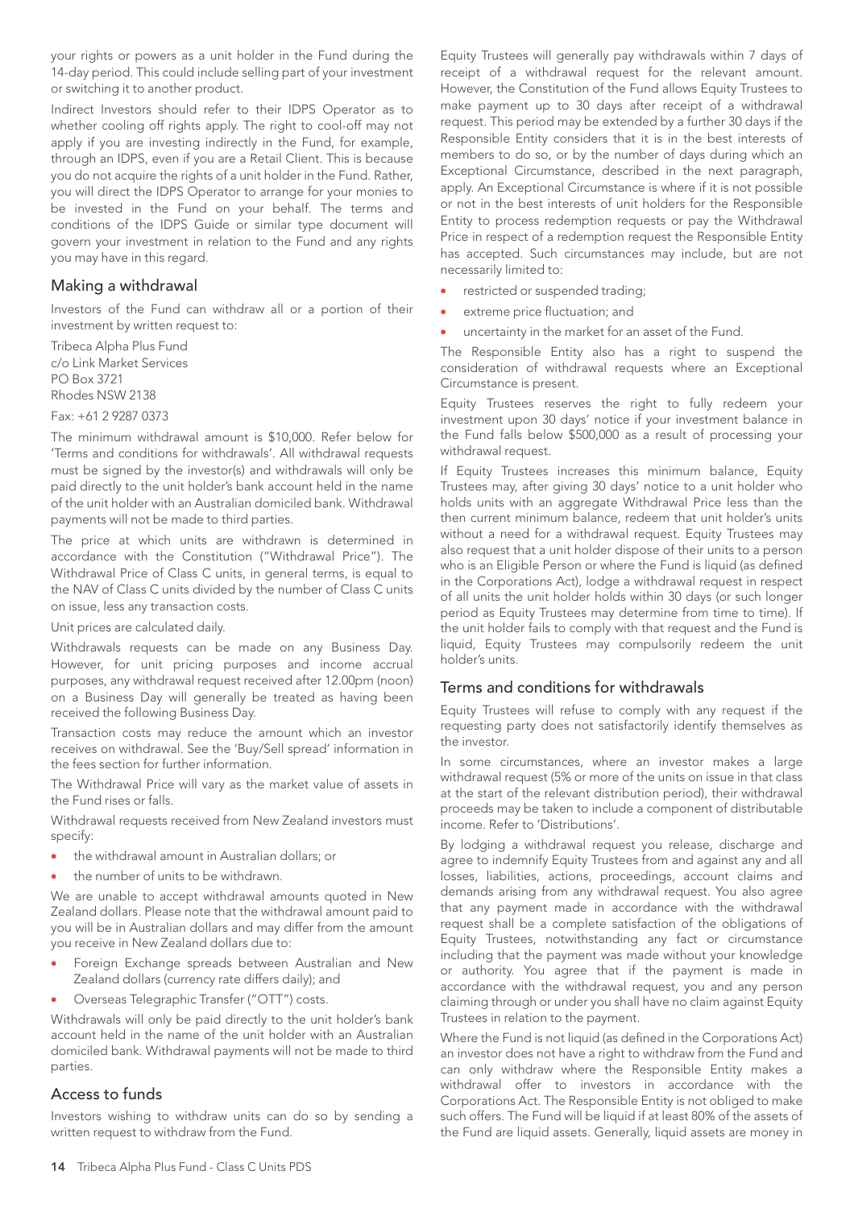your rights or powers as a unit holder in the Fund during the 14-day period. This could include selling part of your investment or switching it to another product.

Indirect Investors should refer to their IDPS Operator as to whether cooling off rights apply. The right to cool-off may not apply if you are investing indirectly in the Fund, for example, through an IDPS, even if you are a Retail Client. This is because you do not acquire the rights of a unit holder in the Fund. Rather, you will direct the IDPS Operator to arrange for your monies to be invested in the Fund on your behalf. The terms and conditions of the IDPS Guide or similar type document will govern your investment in relation to the Fund and any rights you may have in this regard.

## Making a withdrawal

Investors of the Fund can withdraw all or a portion of their investment by written request to:

Tribeca Alpha Plus Fund
c/o Link Market Services
PO Box 3721
Rhodes NSW 2138

Fax: +61 2 9287 0373

The minimum withdrawal amount is $10,000. Refer below for 'Terms and conditions for withdrawals'. All withdrawal requests must be signed by the investor(s) and withdrawals will only be paid directly to the unit holder's bank account held in the name of the unit holder with an Australian domiciled bank. Withdrawal payments will not be made to third parties.

The price at which units are withdrawn is determined in accordance with the Constitution ("Withdrawal Price"). The Withdrawal Price of Class C units, in general terms, is equal to the NAV of Class C units divided by the number of Class C units on issue, less any transaction costs.

Unit prices are calculated daily.

Withdrawals requests can be made on any Business Day. However, for unit pricing purposes and income accrual purposes, any withdrawal request received after 12.00pm (noon) on a Business Day will generally be treated as having been received the following Business Day.

Transaction costs may reduce the amount which an investor receives on withdrawal. See the 'Buy/Sell spread' information in the fees section for further information.

The Withdrawal Price will vary as the market value of assets in the Fund rises or falls.

Withdrawal requests received from New Zealand investors must specify:

- the withdrawal amount in Australian dollars; or
- the number of units to be withdrawn.

We are unable to accept withdrawal amounts quoted in New Zealand dollars. Please note that the withdrawal amount paid to you will be in Australian dollars and may differ from the amount you receive in New Zealand dollars due to:

- Foreign Exchange spreads between Australian and New Zealand dollars (currency rate differs daily); and
- Overseas Telegraphic Transfer ("OTT") costs.

Withdrawals will only be paid directly to the unit holder's bank account held in the name of the unit holder with an Australian domiciled bank. Withdrawal payments will not be made to third parties.

## Access to funds

Investors wishing to withdraw units can do so by sending a written request to withdraw from the Fund.

Equity Trustees will generally pay withdrawals within 7 days of receipt of a withdrawal request for the relevant amount. However, the Constitution of the Fund allows Equity Trustees to make payment up to 30 days after receipt of a withdrawal request. This period may be extended by a further 30 days if the Responsible Entity considers that it is in the best interests of members to do so, or by the number of days during which an Exceptional Circumstance, described in the next paragraph, apply. An Exceptional Circumstance is where if it is not possible or not in the best interests of unit holders for the Responsible Entity to process redemption requests or pay the Withdrawal Price in respect of a redemption request the Responsible Entity has accepted. Such circumstances may include, but are not necessarily limited to:

- restricted or suspended trading;
- extreme price fluctuation; and
- uncertainty in the market for an asset of the Fund.

The Responsible Entity also has a right to suspend the consideration of withdrawal requests where an Exceptional Circumstance is present.

Equity Trustees reserves the right to fully redeem your investment upon 30 days' notice if your investment balance in the Fund falls below $500,000 as a result of processing your withdrawal request.

If Equity Trustees increases this minimum balance, Equity Trustees may, after giving 30 days' notice to a unit holder who holds units with an aggregate Withdrawal Price less than the then current minimum balance, redeem that unit holder's units without a need for a withdrawal request. Equity Trustees may also request that a unit holder dispose of their units to a person who is an Eligible Person or where the Fund is liquid (as defined in the Corporations Act), lodge a withdrawal request in respect of all units the unit holder holds within 30 days (or such longer period as Equity Trustees may determine from time to time). If the unit holder fails to comply with that request and the Fund is liquid, Equity Trustees may compulsorily redeem the unit holder's units.

## Terms and conditions for withdrawals

Equity Trustees will refuse to comply with any request if the requesting party does not satisfactorily identify themselves as the investor.

In some circumstances, where an investor makes a large withdrawal request (5% or more of the units on issue in that class at the start of the relevant distribution period), their withdrawal proceeds may be taken to include a component of distributable income. Refer to 'Distributions'.

By lodging a withdrawal request you release, discharge and agree to indemnify Equity Trustees from and against any and all losses, liabilities, actions, proceedings, account claims and demands arising from any withdrawal request. You also agree that any payment made in accordance with the withdrawal request shall be a complete satisfaction of the obligations of Equity Trustees, notwithstanding any fact or circumstance including that the payment was made without your knowledge or authority. You agree that if the payment is made in accordance with the withdrawal request, you and any person claiming through or under you shall have no claim against Equity Trustees in relation to the payment.

Where the Fund is not liquid (as defined in the Corporations Act) an investor does not have a right to withdraw from the Fund and can only withdraw where the Responsible Entity makes a withdrawal offer to investors in accordance with the Corporations Act. The Responsible Entity is not obliged to make such offers. The Fund will be liquid if at least 80% of the assets of the Fund are liquid assets. Generally, liquid assets are money in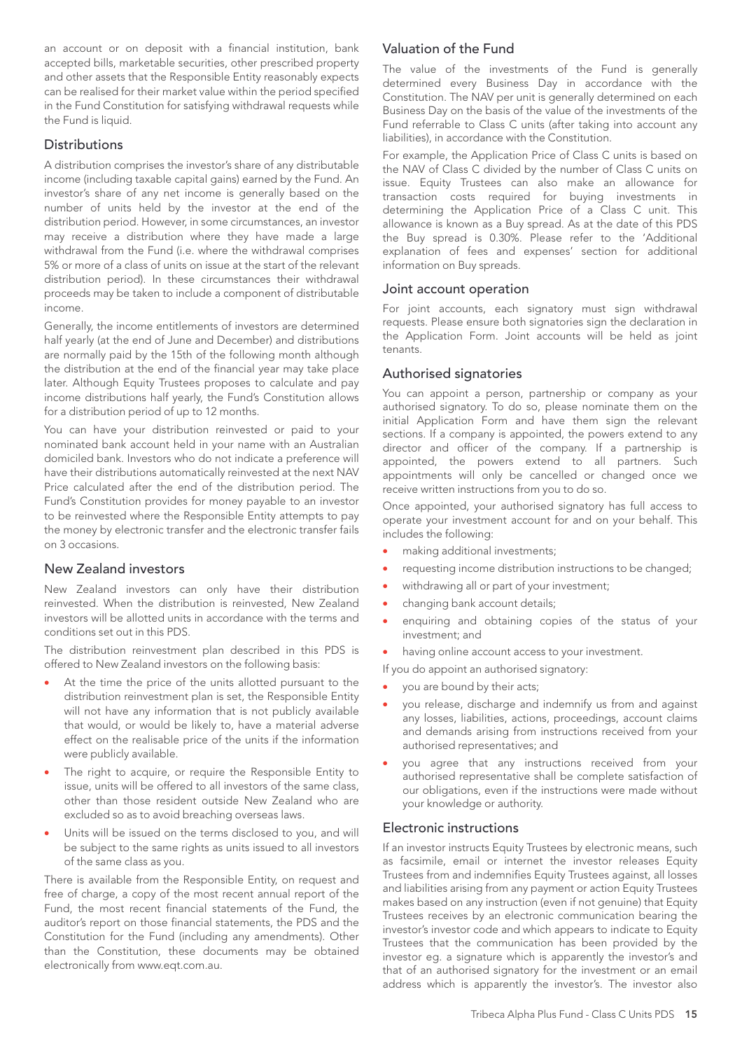an account or on deposit with a financial institution, bank accepted bills, marketable securities, other prescribed property and other assets that the Responsible Entity reasonably expects can be realised for their market value within the period specified in the Fund Constitution for satisfying withdrawal requests while the Fund is liquid.

## Distributions

A distribution comprises the investor's share of any distributable income (including taxable capital gains) earned by the Fund. An investor's share of any net income is generally based on the number of units held by the investor at the end of the distribution period. However, in some circumstances, an investor may receive a distribution where they have made a large withdrawal from the Fund (i.e. where the withdrawal comprises 5% or more of a class of units on issue at the start of the relevant distribution period). In these circumstances their withdrawal proceeds may be taken to include a component of distributable income.

Generally, the income entitlements of investors are determined half yearly (at the end of June and December) and distributions are normally paid by the 15th of the following month although the distribution at the end of the financial year may take place later. Although Equity Trustees proposes to calculate and pay income distributions half yearly, the Fund's Constitution allows for a distribution period of up to 12 months.

You can have your distribution reinvested or paid to your nominated bank account held in your name with an Australian domiciled bank. Investors who do not indicate a preference will have their distributions automatically reinvested at the next NAV Price calculated after the end of the distribution period. The Fund's Constitution provides for money payable to an investor to be reinvested where the Responsible Entity attempts to pay the money by electronic transfer and the electronic transfer fails on 3 occasions.

## New Zealand investors

New Zealand investors can only have their distribution reinvested. When the distribution is reinvested, New Zealand investors will be allotted units in accordance with the terms and conditions set out in this PDS.

The distribution reinvestment plan described in this PDS is offered to New Zealand investors on the following basis:

- At the time the price of the units allotted pursuant to the distribution reinvestment plan is set, the Responsible Entity will not have any information that is not publicly available that would, or would be likely to, have a material adverse effect on the realisable price of the units if the information were publicly available.
- The right to acquire, or require the Responsible Entity to issue, units will be offered to all investors of the same class, other than those resident outside New Zealand who are excluded so as to avoid breaching overseas laws.
- Units will be issued on the terms disclosed to you, and will be subject to the same rights as units issued to all investors of the same class as you.

There is available from the Responsible Entity, on request and free of charge, a copy of the most recent annual report of the Fund, the most recent financial statements of the Fund, the auditor's report on those financial statements, the PDS and the Constitution for the Fund (including any amendments). Other than the Constitution, these documents may be obtained electronically from www.eqt.com.au.

## Valuation of the Fund

The value of the investments of the Fund is generally determined every Business Day in accordance with the Constitution. The NAV per unit is generally determined on each Business Day on the basis of the value of the investments of the Fund referrable to Class C units (after taking into account any liabilities), in accordance with the Constitution.

For example, the Application Price of Class C units is based on the NAV of Class C divided by the number of Class C units on issue. Equity Trustees can also make an allowance for transaction costs required for buying investments in determining the Application Price of a Class C unit. This allowance is known as a Buy spread. As at the date of this PDS the Buy spread is 0.30%. Please refer to the 'Additional explanation of fees and expenses' section for additional information on Buy spreads.

## Joint account operation

For joint accounts, each signatory must sign withdrawal requests. Please ensure both signatories sign the declaration in the Application Form. Joint accounts will be held as joint tenants.

## Authorised signatories

You can appoint a person, partnership or company as your authorised signatory. To do so, please nominate them on the initial Application Form and have them sign the relevant sections. If a company is appointed, the powers extend to any director and officer of the company. If a partnership is appointed, the powers extend to all partners. Such appointments will only be cancelled or changed once we receive written instructions from you to do so.

Once appointed, your authorised signatory has full access to operate your investment account for and on your behalf. This includes the following:

- making additional investments;
- requesting income distribution instructions to be changed;
- withdrawing all or part of your investment;
- changing bank account details;
- enquiring and obtaining copies of the status of your investment; and
- having online account access to your investment.

If you do appoint an authorised signatory:

- you are bound by their acts;
- you release, discharge and indemnify us from and against any losses, liabilities, actions, proceedings, account claims and demands arising from instructions received from your authorised representatives; and
- you agree that any instructions received from your authorised representative shall be complete satisfaction of our obligations, even if the instructions were made without your knowledge or authority.

## Electronic instructions

If an investor instructs Equity Trustees by electronic means, such as facsimile, email or internet the investor releases Equity Trustees from and indemnifies Equity Trustees against, all losses and liabilities arising from any payment or action Equity Trustees makes based on any instruction (even if not genuine) that Equity Trustees receives by an electronic communication bearing the investor's investor code and which appears to indicate to Equity Trustees that the communication has been provided by the investor eg. a signature which is apparently the investor's and that of an authorised signatory for the investment or an email address which is apparently the investor's. The investor also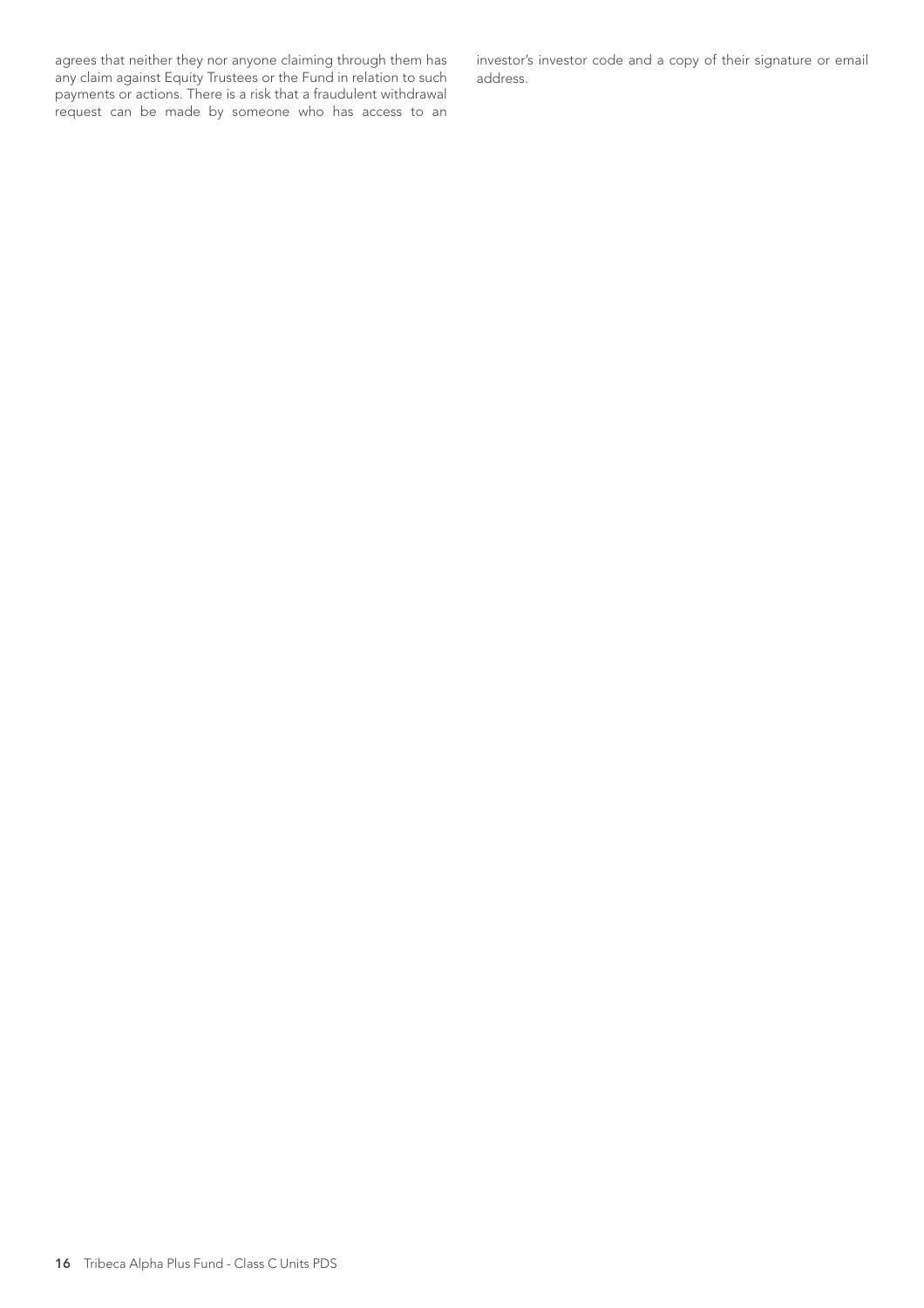agrees that neither they nor anyone claiming through them has any claim against Equity Trustees or the Fund in relation to such payments or actions. There is a risk that a fraudulent withdrawal request can be made by someone who has access to an investor's investor code and a copy of their signature or email address.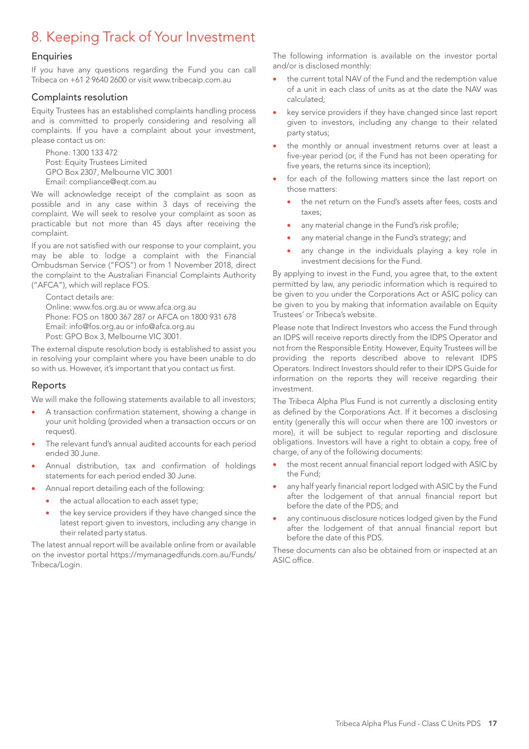# 8. Keeping Track of Your Investment

## Enquiries

If you have any questions regarding the Fund you can call Tribeca on +61 2 9640 2600 or visit www.tribecaip.com.au

## Complaints resolution

Equity Trustees has an established complaints handling process and is committed to properly considering and resolving all complaints. If you have a complaint about your investment, please contact us on:

Phone: 1300 133 472
Post: Equity Trustees Limited
GPO Box 2307, Melbourne VIC 3001
Email: compliance@eqt.com.au

We will acknowledge receipt of the complaint as soon as possible and in any case within 3 days of receiving the complaint. We will seek to resolve your complaint as soon as practicable but not more than 45 days after receiving the complaint.

If you are not satisfied with our response to your complaint, you may be able to lodge a complaint with the Financial Ombudsman Service ("FOS") or from 1 November 2018, direct the complaint to the Australian Financial Complaints Authority ("AFCA"), which will replace FOS.

Contact details are:
Online: www.fos.org.au or www.afca.org.au
Phone: FOS on 1800 367 287 or AFCA on 1800 931 678
Email: info@fos.org.au or info@afca.org.au
Post: GPO Box 3, Melbourne VIC 3001.

The external dispute resolution body is established to assist you in resolving your complaint where you have been unable to do so with us. However, it's important that you contact us first.

## Reports

We will make the following statements available to all investors;

- A transaction confirmation statement, showing a change in your unit holding (provided when a transaction occurs or on request).
- The relevant fund's annual audited accounts for each period ended 30 June.
- Annual distribution, tax and confirmation of holdings statements for each period ended 30 June.
- Annual report detailing each of the following:
  - the actual allocation to each asset type;
  - the key service providers if they have changed since the latest report given to investors, including any change in their related party status.

The latest annual report will be available online from or available on the investor portal https://mymanagedfunds.com.au/Funds/Tribeca/Login.

The following information is available on the investor portal and/or is disclosed monthly:

- the current total NAV of the Fund and the redemption value of a unit in each class of units as at the date the NAV was calculated;
- key service providers if they have changed since last report given to investors, including any change to their related party status;
- the monthly or annual investment returns over at least a five-year period (or, if the Fund has not been operating for five years, the returns since its inception);
- for each of the following matters since the last report on those matters:
  - the net return on the Fund's assets after fees, costs and taxes;
  - any material change in the Fund's risk profile;
  - any material change in the Fund's strategy; and
  - any change in the individuals playing a key role in investment decisions for the Fund.

By applying to invest in the Fund, you agree that, to the extent permitted by law, any periodic information which is required to be given to you under the Corporations Act or ASIC policy can be given to you by making that information available on Equity Trustees' or Tribeca's website.

Please note that Indirect Investors who access the Fund through an IDPS will receive reports directly from the IDPS Operator and not from the Responsible Entity. However, Equity Trustees will be providing the reports described above to relevant IDPS Operators. Indirect Investors should refer to their IDPS Guide for information on the reports they will receive regarding their investment.

The Tribeca Alpha Plus Fund is not currently a disclosing entity as defined by the Corporations Act. If it becomes a disclosing entity (generally this will occur when there are 100 investors or more), it will be subject to regular reporting and disclosure obligations. Investors will have a right to obtain a copy, free of charge, of any of the following documents:

- the most recent annual financial report lodged with ASIC by the Fund;
- any half yearly financial report lodged with ASIC by the Fund after the lodgement of that annual financial report but before the date of the PDS; and
- any continuous disclosure notices lodged given by the Fund after the lodgement of that annual financial report but before the date of this PDS.

These documents can also be obtained from or inspected at an ASIC office.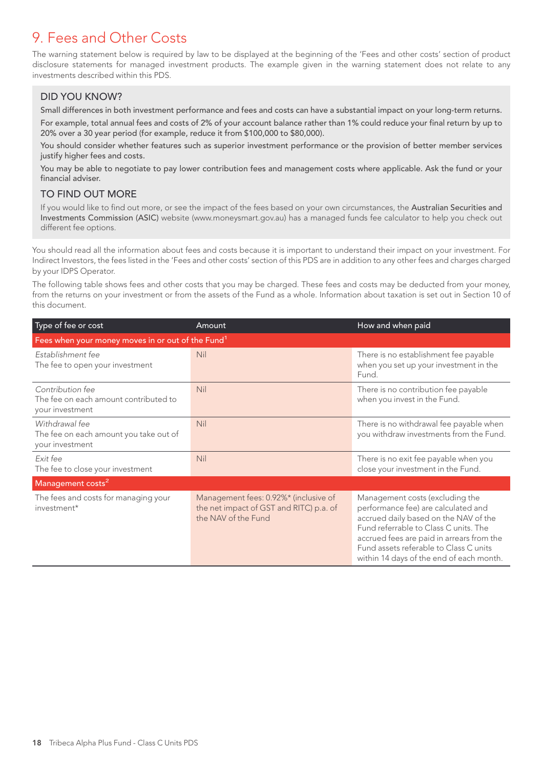# 9. Fees and Other Costs

The warning statement below is required by law to be displayed at the beginning of the 'Fees and other costs' section of product disclosure statements for managed investment products. The example given in the warning statement does not relate to any investments described within this PDS.

### DID YOU KNOW?

Small differences in both investment performance and fees and costs can have a substantial impact on your long-term returns.

For example, total annual fees and costs of 2% of your account balance rather than 1% could reduce your final return by up to 20% over a 30 year period (for example, reduce it from $100,000 to $80,000).

You should consider whether features such as superior investment performance or the provision of better member services justify higher fees and costs.

You may be able to negotiate to pay lower contribution fees and management costs where applicable. Ask the fund or your financial adviser.

### TO FIND OUT MORE

If you would like to find out more, or see the impact of the fees based on your own circumstances, the Australian Securities and Investments Commission (ASIC) website (www.moneysmart.gov.au) has a managed funds fee calculator to help you check out different fee options.

You should read all the information about fees and costs because it is important to understand their impact on your investment. For Indirect Investors, the fees listed in the 'Fees and other costs' section of this PDS are in addition to any other fees and charges charged by your IDPS Operator.

The following table shows fees and other costs that you may be charged. These fees and costs may be deducted from your money, from the returns on your investment or from the assets of the Fund as a whole. Information about taxation is set out in Section 10 of this document.

| Type of fee or cost | Amount | How and when paid |
|---|---|---|
| **Fees when your money moves in or out of the Fund[1]** | | |
| *Establishment fee* The fee to open your investment | Nil | There is no establishment fee payable when you set up your investment in the Fund. |
| *Contribution fee* The fee on each amount contributed to your investment | Nil | There is no contribution fee payable when you invest in the Fund. |
| *Withdrawal fee* The fee on each amount you take out of your investment | Nil | There is no withdrawal fee payable when you withdraw investments from the Fund. |
| *Exit fee* The fee to close your investment | Nil | There is no exit fee payable when you close your investment in the Fund. |
| **Management costs[2]** | | |
| The fees and costs for managing your investment* | Management fees: 0.92%* (inclusive of the net impact of GST and RITC) p.a. of the NAV of the Fund | Management costs (excluding the performance fee) are calculated and accrued daily based on the NAV of the Fund referrable to Class C units. The accrued fees are paid in arrears from the Fund assets referable to Class C units within 14 days of the end of each month. |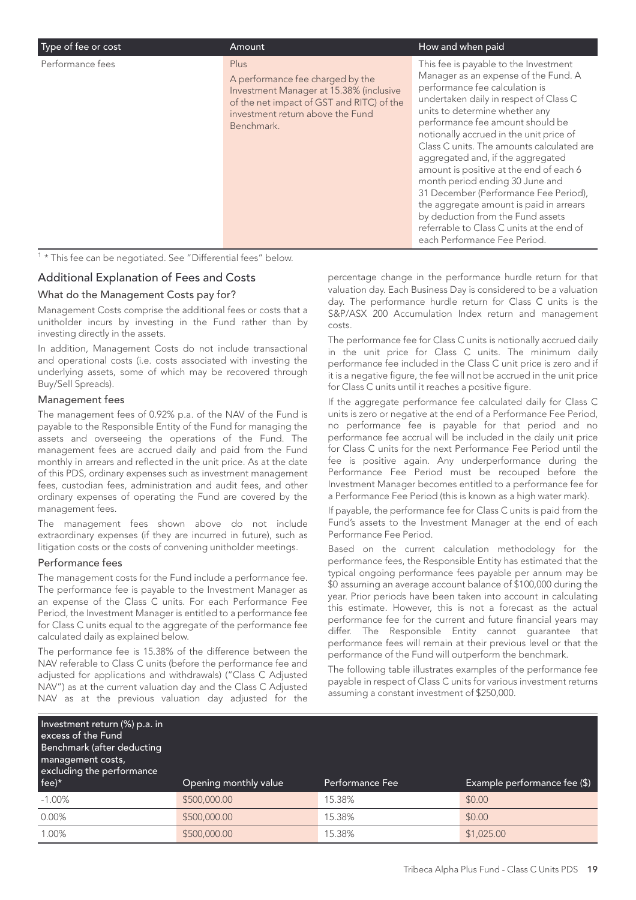| Type of fee or cost | Amount | How and when paid |
|---|---|---|
| Performance fees | Plus<br>A performance fee charged by the Investment Manager at 15.38% (inclusive of the net impact of GST and RITC) of the investment return above the Fund Benchmark. | This fee is payable to the Investment Manager as an expense of the Fund. A performance fee calculation is undertaken daily in respect of Class C units to determine whether any performance fee amount should be notionally accrued in the unit price of Class C units. The amounts calculated are aggregated and, if the aggregated amount is positive at the end of each 6 month period ending 30 June and 31 December (Performance Fee Period), the aggregate amount is paid in arrears by deduction from the Fund assets referrable to Class C units at the end of each Performance Fee Period. |

[1] * This fee can be negotiated. See "Differential fees" below.

## Additional Explanation of Fees and Costs

### What do the Management Costs pay for?

Management Costs comprise the additional fees or costs that a unitholder incurs by investing in the Fund rather than by investing directly in the assets.

In addition, Management Costs do not include transactional and operational costs (i.e. costs associated with investing the underlying assets, some of which may be recovered through Buy/Sell Spreads).

### Management fees

The management fees of 0.92% p.a. of the NAV of the Fund is payable to the Responsible Entity of the Fund for managing the assets and overseeing the operations of the Fund. The management fees are accrued daily and paid from the Fund monthly in arrears and reflected in the unit price. As at the date of this PDS, ordinary expenses such as investment management fees, custodian fees, administration and audit fees, and other ordinary expenses of operating the Fund are covered by the management fees.

The management fees shown above do not include extraordinary expenses (if they are incurred in future), such as litigation costs or the costs of convening unitholder meetings.

### Performance fees

The management costs for the Fund include a performance fee. The performance fee is payable to the Investment Manager as an expense of the Class C units. For each Performance Fee Period, the Investment Manager is entitled to a performance fee for Class C units equal to the aggregate of the performance fee calculated daily as explained below.

The performance fee is 15.38% of the difference between the NAV referable to Class C units (before the performance fee and adjusted for applications and withdrawals) ("Class C Adjusted NAV") as at the current valuation day and the Class C Adjusted NAV as at the previous valuation day adjusted for the percentage change in the performance hurdle return for that valuation day. Each Business Day is considered to be a valuation day. The performance hurdle return for Class C units is the S&P/ASX 200 Accumulation Index return and management costs.

The performance fee for Class C units is notionally accrued daily in the unit price for Class C units. The minimum daily performance fee included in the Class C unit price is zero and if it is a negative figure, the fee will not be accrued in the unit price for Class C units until it reaches a positive figure.

If the aggregate performance fee calculated daily for Class C units is zero or negative at the end of a Performance Fee Period, no performance fee is payable for that period and no performance fee accrual will be included in the daily unit price for Class C units for the next Performance Fee Period until the fee is positive again. Any underperformance during the Performance Fee Period must be recouped before the Investment Manager becomes entitled to a performance fee for a Performance Fee Period (this is known as a high water mark).

If payable, the performance fee for Class C units is paid from the Fund's assets to the Investment Manager at the end of each Performance Fee Period.

Based on the current calculation methodology for the performance fees, the Responsible Entity has estimated that the typical ongoing performance fees payable per annum may be $0 assuming an average account balance of $100,000 during the year. Prior periods have been taken into account in calculating this estimate. However, this is not a forecast as the actual performance fee for the current and future financial years may differ. The Responsible Entity cannot guarantee that performance fees will remain at their previous level or that the performance of the Fund will outperform the benchmark.

The following table illustrates examples of the performance fee payable in respect of Class C units for various investment returns assuming a constant investment of $250,000.

| Investment return (%) p.a. in excess of the Fund Benchmark (after deducting management costs, excluding the performance fee)* | Opening monthly value | Performance Fee | Example performance fee ($) |
|---|---|---|---|
| -1.00% | $500,000.00 | 15.38% | $0.00 |
| 0.00% | $500,000.00 | 15.38% | $0.00 |
| 1.00% | $500,000.00 | 15.38% | $1,025.00 |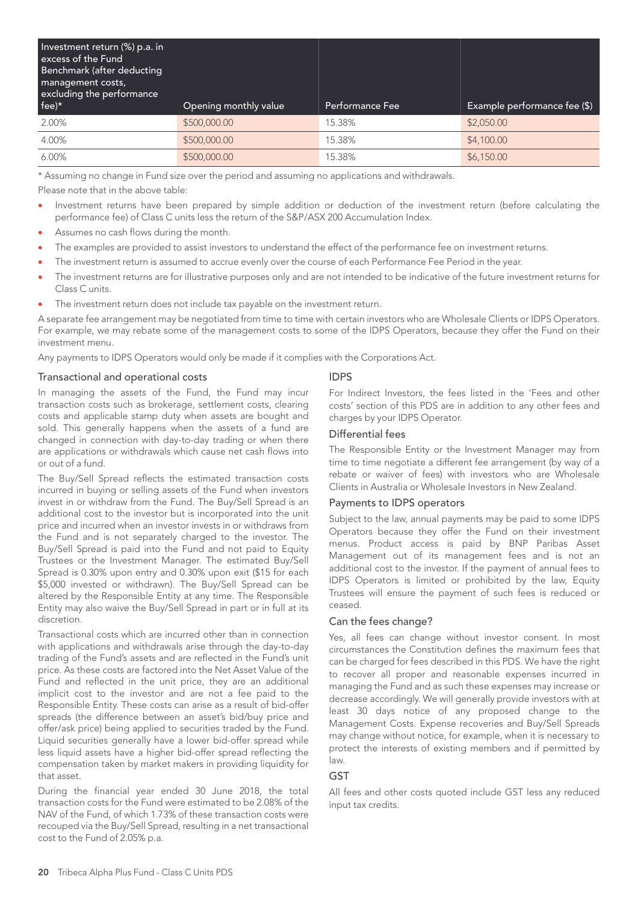| Investment return (%) p.a. in excess of the Fund Benchmark (after deducting management costs, excluding the performance fee)* | Opening monthly value | Performance Fee | Example performance fee ($) |
|---|---|---|---|
| 2.00% | $500,000.00 | 15.38% | $2,050.00 |
| 4.00% | $500,000.00 | 15.38% | $4,100.00 |
| 6.00% | $500,000.00 | 15.38% | $6,150.00 |

* Assuming no change in Fund size over the period and assuming no applications and withdrawals.

Please note that in the above table:

- Investment returns have been prepared by simple addition or deduction of the investment return (before calculating the performance fee) of Class C units less the return of the S&P/ASX 200 Accumulation Index.
- Assumes no cash flows during the month.
- The examples are provided to assist investors to understand the effect of the performance fee on investment returns.
- The investment return is assumed to accrue evenly over the course of each Performance Fee Period in the year.
- The investment returns are for illustrative purposes only and are not intended to be indicative of the future investment returns for Class C units.
- The investment return does not include tax payable on the investment return.

A separate fee arrangement may be negotiated from time to time with certain investors who are Wholesale Clients or IDPS Operators. For example, we may rebate some of the management costs to some of the IDPS Operators, because they offer the Fund on their investment menu.

Any payments to IDPS Operators would only be made if it complies with the Corporations Act.

### Transactional and operational costs

In managing the assets of the Fund, the Fund may incur transaction costs such as brokerage, settlement costs, clearing costs and applicable stamp duty when assets are bought and sold. This generally happens when the assets of a fund are changed in connection with day-to-day trading or when there are applications or withdrawals which cause net cash flows into or out of a fund.

The Buy/Sell Spread reflects the estimated transaction costs incurred in buying or selling assets of the Fund when investors invest in or withdraw from the Fund. The Buy/Sell Spread is an additional cost to the investor but is incorporated into the unit price and incurred when an investor invests in or withdraws from the Fund and is not separately charged to the investor. The Buy/Sell Spread is paid into the Fund and not paid to Equity Trustees or the Investment Manager. The estimated Buy/Sell Spread is 0.30% upon entry and 0.30% upon exit ($15 for each $5,000 invested or withdrawn). The Buy/Sell Spread can be altered by the Responsible Entity at any time. The Responsible Entity may also waive the Buy/Sell Spread in part or in full at its discretion.

Transactional costs which are incurred other than in connection with applications and withdrawals arise through the day-to-day trading of the Fund's assets and are reflected in the Fund's unit price. As these costs are factored into the Net Asset Value of the Fund and reflected in the unit price, they are an additional implicit cost to the investor and are not a fee paid to the Responsible Entity. These costs can arise as a result of bid-offer spreads (the difference between an asset's bid/buy price and offer/ask price) being applied to securities traded by the Fund. Liquid securities generally have a lower bid-offer spread while less liquid assets have a higher bid-offer spread reflecting the compensation taken by market makers in providing liquidity for that asset.

During the financial year ended 30 June 2018, the total transaction costs for the Fund were estimated to be 2.08% of the NAV of the Fund, of which 1.73% of these transaction costs were recouped via the Buy/Sell Spread, resulting in a net transactional cost to the Fund of 2.05% p.a.

### IDPS

For Indirect Investors, the fees listed in the 'Fees and other costs' section of this PDS are in addition to any other fees and charges by your IDPS Operator.

### Differential fees

The Responsible Entity or the Investment Manager may from time to time negotiate a different fee arrangement (by way of a rebate or waiver of fees) with investors who are Wholesale Clients in Australia or Wholesale Investors in New Zealand.

### Payments to IDPS operators

Subject to the law, annual payments may be paid to some IDPS Operators because they offer the Fund on their investment menus. Product access is paid by BNP Paribas Asset Management out of its management fees and is not an additional cost to the investor. If the payment of annual fees to IDPS Operators is limited or prohibited by the law, Equity Trustees will ensure the payment of such fees is reduced or ceased.

### Can the fees change?

Yes, all fees can change without investor consent. In most circumstances the Constitution defines the maximum fees that can be charged for fees described in this PDS. We have the right to recover all proper and reasonable expenses incurred in managing the Fund and as such these expenses may increase or decrease accordingly. We will generally provide investors with at least 30 days notice of any proposed change to the Management Costs. Expense recoveries and Buy/Sell Spreads may change without notice, for example, when it is necessary to protect the interests of existing members and if permitted by law.

### GST

All fees and other costs quoted include GST less any reduced input tax credits.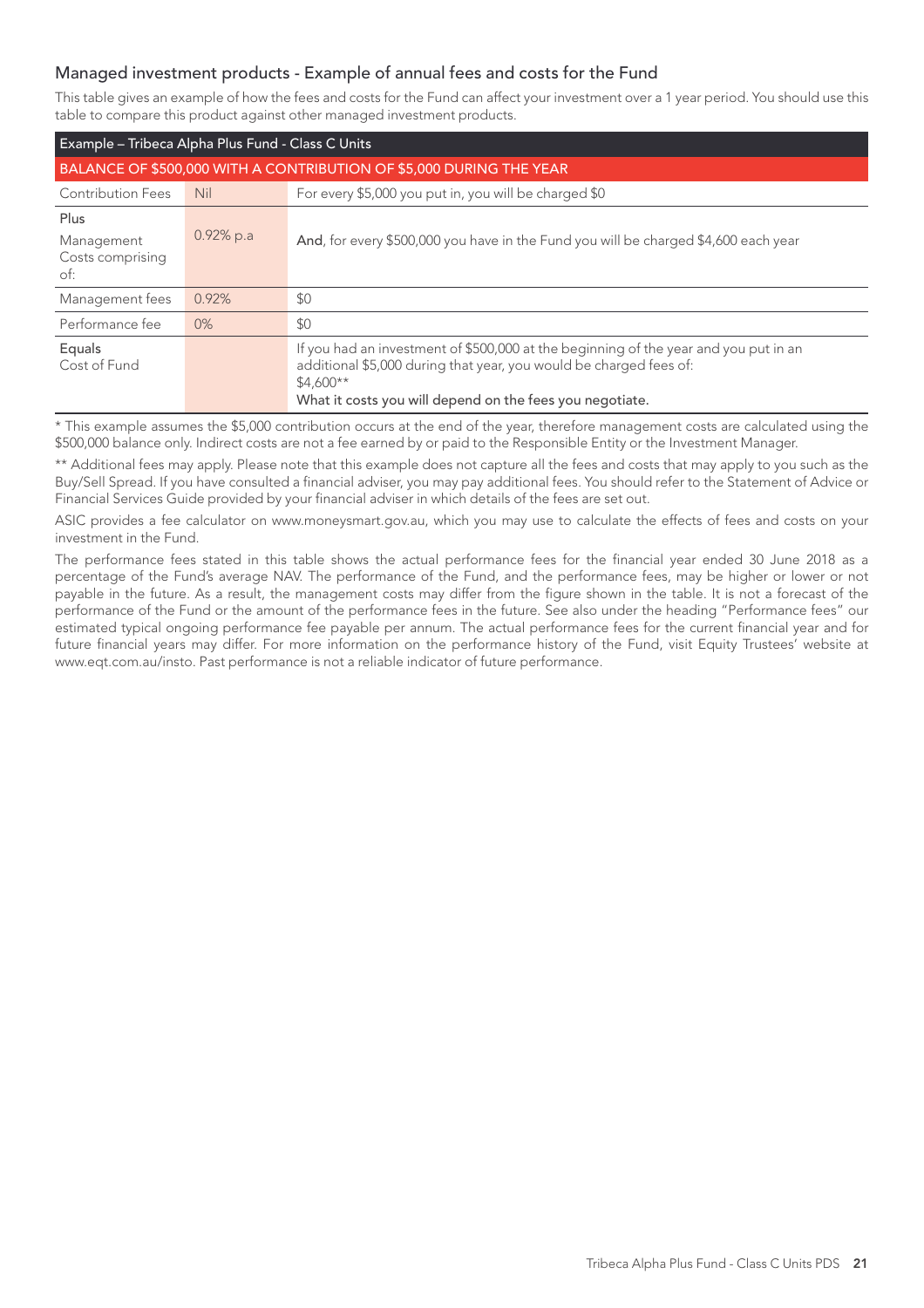## Managed investment products - Example of annual fees and costs for the Fund

This table gives an example of how the fees and costs for the Fund can affect your investment over a 1 year period. You should use this table to compare this product against other managed investment products.

| Example – Tribeca Alpha Plus Fund - Class C Units | | |
|---|---|---|
| BALANCE OF $500,000 WITH A CONTRIBUTION OF $5,000 DURING THE YEAR | | |
| Contribution Fees | Nil | For every $5,000 you put in, you will be charged $0 |
| Plus<br>Management Costs comprising of: | 0.92% p.a | **And**, for every $500,000 you have in the Fund you will be charged $4,600 each year |
| Management fees | 0.92% | $0 |
| Performance fee | 0% | $0 |
| **Equals**<br>Cost of Fund | | If you had an investment of $500,000 at the beginning of the year and you put in an additional $5,000 during that year, you would be charged fees of:<br>$4,600**<br>**What it costs you will depend on the fees you negotiate.** |

* This example assumes the $5,000 contribution occurs at the end of the year, therefore management costs are calculated using the $500,000 balance only. Indirect costs are not a fee earned by or paid to the Responsible Entity or the Investment Manager.

** Additional fees may apply. Please note that this example does not capture all the fees and costs that may apply to you such as the Buy/Sell Spread. If you have consulted a financial adviser, you may pay additional fees. You should refer to the Statement of Advice or Financial Services Guide provided by your financial adviser in which details of the fees are set out.

ASIC provides a fee calculator on www.moneysmart.gov.au, which you may use to calculate the effects of fees and costs on your investment in the Fund.

The performance fees stated in this table shows the actual performance fees for the financial year ended 30 June 2018 as a percentage of the Fund's average NAV. The performance of the Fund, and the performance fees, may be higher or lower or not payable in the future. As a result, the management costs may differ from the figure shown in the table. It is not a forecast of the performance of the Fund or the amount of the performance fees in the future. See also under the heading "Performance fees" our estimated typical ongoing performance fee payable per annum. The actual performance fees for the current financial year and for future financial years may differ. For more information on the performance history of the Fund, visit Equity Trustees' website at www.eqt.com.au/insto. Past performance is not a reliable indicator of future performance.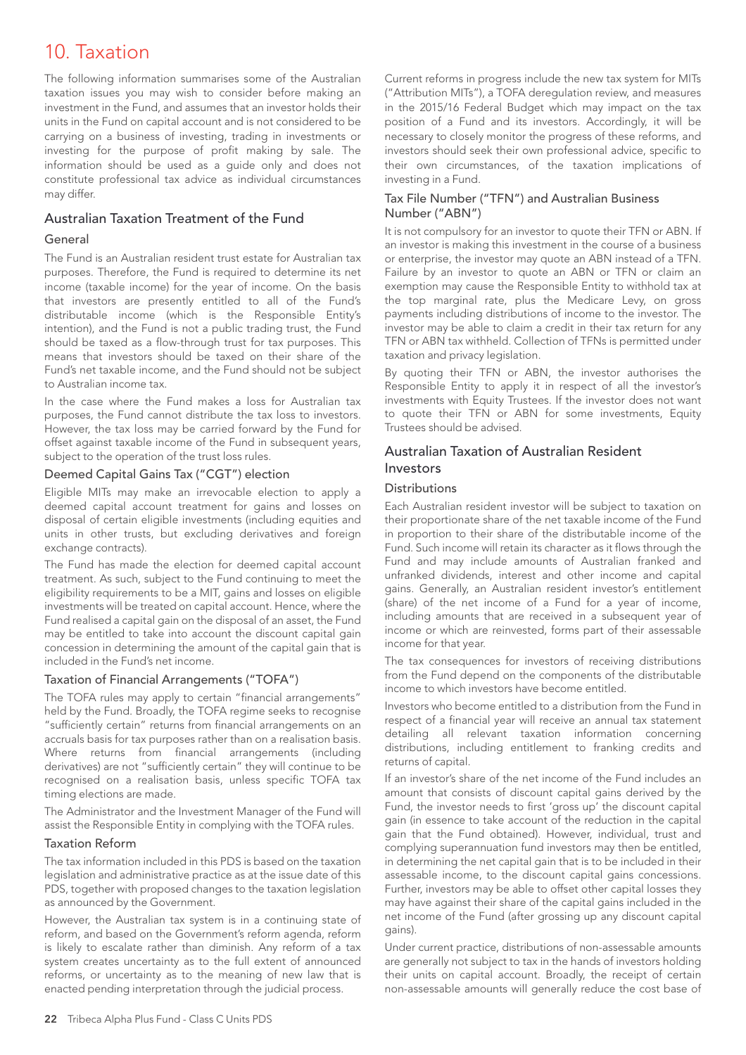# 10. Taxation

The following information summarises some of the Australian taxation issues you may wish to consider before making an investment in the Fund, and assumes that an investor holds their units in the Fund on capital account and is not considered to be carrying on a business of investing, trading in investments or investing for the purpose of profit making by sale. The information should be used as a guide only and does not constitute professional tax advice as individual circumstances may differ.

## Australian Taxation Treatment of the Fund

### General

The Fund is an Australian resident trust estate for Australian tax purposes. Therefore, the Fund is required to determine its net income (taxable income) for the year of income. On the basis that investors are presently entitled to all of the Fund's distributable income (which is the Responsible Entity's intention), and the Fund is not a public trading trust, the Fund should be taxed as a flow-through trust for tax purposes. This means that investors should be taxed on their share of the Fund's net taxable income, and the Fund should not be subject to Australian income tax.

In the case where the Fund makes a loss for Australian tax purposes, the Fund cannot distribute the tax loss to investors. However, the tax loss may be carried forward by the Fund for offset against taxable income of the Fund in subsequent years, subject to the operation of the trust loss rules.

### Deemed Capital Gains Tax ("CGT") election

Eligible MITs may make an irrevocable election to apply a deemed capital account treatment for gains and losses on disposal of certain eligible investments (including equities and units in other trusts, but excluding derivatives and foreign exchange contracts).

The Fund has made the election for deemed capital account treatment. As such, subject to the Fund continuing to meet the eligibility requirements to be a MIT, gains and losses on eligible investments will be treated on capital account. Hence, where the Fund realised a capital gain on the disposal of an asset, the Fund may be entitled to take into account the discount capital gain concession in determining the amount of the capital gain that is included in the Fund's net income.

### Taxation of Financial Arrangements ("TOFA")

The TOFA rules may apply to certain "financial arrangements" held by the Fund. Broadly, the TOFA regime seeks to recognise "sufficiently certain" returns from financial arrangements on an accruals basis for tax purposes rather than on a realisation basis. Where returns from financial arrangements (including derivatives) are not "sufficiently certain" they will continue to be recognised on a realisation basis, unless specific TOFA tax timing elections are made.

The Administrator and the Investment Manager of the Fund will assist the Responsible Entity in complying with the TOFA rules.

### Taxation Reform

The tax information included in this PDS is based on the taxation legislation and administrative practice as at the issue date of this PDS, together with proposed changes to the taxation legislation as announced by the Government.

However, the Australian tax system is in a continuing state of reform, and based on the Government's reform agenda, reform is likely to escalate rather than diminish. Any reform of a tax system creates uncertainty as to the full extent of announced reforms, or uncertainty as to the meaning of new law that is enacted pending interpretation through the judicial process.

Current reforms in progress include the new tax system for MITs ("Attribution MITs"), a TOFA deregulation review, and measures in the 2015/16 Federal Budget which may impact on the tax position of a Fund and its investors. Accordingly, it will be necessary to closely monitor the progress of these reforms, and investors should seek their own professional advice, specific to their own circumstances, of the taxation implications of investing in a Fund.

### Tax File Number ("TFN") and Australian Business Number ("ABN")

It is not compulsory for an investor to quote their TFN or ABN. If an investor is making this investment in the course of a business or enterprise, the investor may quote an ABN instead of a TFN. Failure by an investor to quote an ABN or TFN or claim an exemption may cause the Responsible Entity to withhold tax at the top marginal rate, plus the Medicare Levy, on gross payments including distributions of income to the investor. The investor may be able to claim a credit in their tax return for any TFN or ABN tax withheld. Collection of TFNs is permitted under taxation and privacy legislation.

By quoting their TFN or ABN, the investor authorises the Responsible Entity to apply it in respect of all the investor's investments with Equity Trustees. If the investor does not want to quote their TFN or ABN for some investments, Equity Trustees should be advised.

## Australian Taxation of Australian Resident Investors

### Distributions

Each Australian resident investor will be subject to taxation on their proportionate share of the net taxable income of the Fund in proportion to their share of the distributable income of the Fund. Such income will retain its character as it flows through the Fund and may include amounts of Australian franked and unfranked dividends, interest and other income and capital gains. Generally, an Australian resident investor's entitlement (share) of the net income of a Fund for a year of income, including amounts that are received in a subsequent year of income or which are reinvested, forms part of their assessable income for that year.

The tax consequences for investors of receiving distributions from the Fund depend on the components of the distributable income to which investors have become entitled.

Investors who become entitled to a distribution from the Fund in respect of a financial year will receive an annual tax statement detailing all relevant taxation information concerning distributions, including entitlement to franking credits and returns of capital.

If an investor's share of the net income of the Fund includes an amount that consists of discount capital gains derived by the Fund, the investor needs to first 'gross up' the discount capital gain (in essence to take account of the reduction in the capital gain that the Fund obtained). However, individual, trust and complying superannuation fund investors may then be entitled, in determining the net capital gain that is to be included in their assessable income, to the discount capital gains concessions. Further, investors may be able to offset other capital losses they may have against their share of the capital gains included in the net income of the Fund (after grossing up any discount capital gains).

Under current practice, distributions of non-assessable amounts are generally not subject to tax in the hands of investors holding their units on capital account. Broadly, the receipt of certain non-assessable amounts will generally reduce the cost base of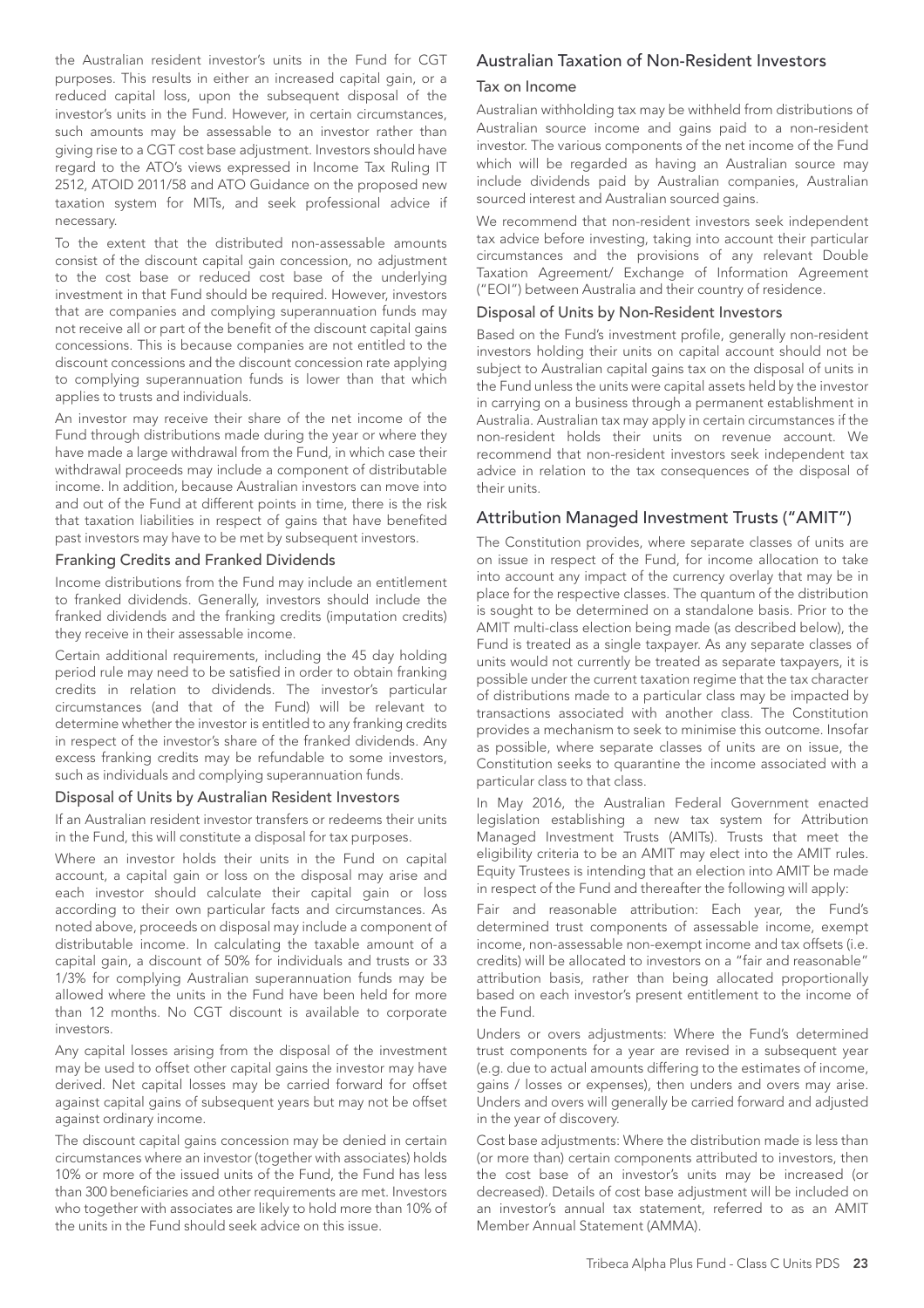the Australian resident investor's units in the Fund for CGT purposes. This results in either an increased capital gain, or a reduced capital loss, upon the subsequent disposal of the investor's units in the Fund. However, in certain circumstances, such amounts may be assessable to an investor rather than giving rise to a CGT cost base adjustment. Investors should have regard to the ATO's views expressed in Income Tax Ruling IT 2512, ATOID 2011/58 and ATO Guidance on the proposed new taxation system for MITs, and seek professional advice if necessary.

To the extent that the distributed non-assessable amounts consist of the discount capital gain concession, no adjustment to the cost base or reduced cost base of the underlying investment in that Fund should be required. However, investors that are companies and complying superannuation funds may not receive all or part of the benefit of the discount capital gains concessions. This is because companies are not entitled to the discount concessions and the discount concession rate applying to complying superannuation funds is lower than that which applies to trusts and individuals.

An investor may receive their share of the net income of the Fund through distributions made during the year or where they have made a large withdrawal from the Fund, in which case their withdrawal proceeds may include a component of distributable income. In addition, because Australian investors can move into and out of the Fund at different points in time, there is the risk that taxation liabilities in respect of gains that have benefited past investors may have to be met by subsequent investors.

### Franking Credits and Franked Dividends

Income distributions from the Fund may include an entitlement to franked dividends. Generally, investors should include the franked dividends and the franking credits (imputation credits) they receive in their assessable income.

Certain additional requirements, including the 45 day holding period rule may need to be satisfied in order to obtain franking credits in relation to dividends. The investor's particular circumstances (and that of the Fund) will be relevant to determine whether the investor is entitled to any franking credits in respect of the investor's share of the franked dividends. Any excess franking credits may be refundable to some investors, such as individuals and complying superannuation funds.

### Disposal of Units by Australian Resident Investors

If an Australian resident investor transfers or redeems their units in the Fund, this will constitute a disposal for tax purposes.

Where an investor holds their units in the Fund on capital account, a capital gain or loss on the disposal may arise and each investor should calculate their capital gain or loss according to their own particular facts and circumstances. As noted above, proceeds on disposal may include a component of distributable income. In calculating the taxable amount of a capital gain, a discount of 50% for individuals and trusts or 33 1/3% for complying Australian superannuation funds may be allowed where the units in the Fund have been held for more than 12 months. No CGT discount is available to corporate investors.

Any capital losses arising from the disposal of the investment may be used to offset other capital gains the investor may have derived. Net capital losses may be carried forward for offset against capital gains of subsequent years but may not be offset against ordinary income.

The discount capital gains concession may be denied in certain circumstances where an investor (together with associates) holds 10% or more of the issued units of the Fund, the Fund has less than 300 beneficiaries and other requirements are met. Investors who together with associates are likely to hold more than 10% of the units in the Fund should seek advice on this issue.

## Australian Taxation of Non-Resident Investors

### Tax on Income

Australian withholding tax may be withheld from distributions of Australian source income and gains paid to a non-resident investor. The various components of the net income of the Fund which will be regarded as having an Australian source may include dividends paid by Australian companies, Australian sourced interest and Australian sourced gains.

We recommend that non-resident investors seek independent tax advice before investing, taking into account their particular circumstances and the provisions of any relevant Double Taxation Agreement/ Exchange of Information Agreement ("EOI") between Australia and their country of residence.

### Disposal of Units by Non-Resident Investors

Based on the Fund's investment profile, generally non-resident investors holding their units on capital account should not be subject to Australian capital gains tax on the disposal of units in the Fund unless the units were capital assets held by the investor in carrying on a business through a permanent establishment in Australia. Australian tax may apply in certain circumstances if the non-resident holds their units on revenue account. We recommend that non-resident investors seek independent tax advice in relation to the tax consequences of the disposal of their units.

## Attribution Managed Investment Trusts ("AMIT")

The Constitution provides, where separate classes of units are on issue in respect of the Fund, for income allocation to take into account any impact of the currency overlay that may be in place for the respective classes. The quantum of the distribution is sought to be determined on a standalone basis. Prior to the AMIT multi-class election being made (as described below), the Fund is treated as a single taxpayer. As any separate classes of units would not currently be treated as separate taxpayers, it is possible under the current taxation regime that the tax character of distributions made to a particular class may be impacted by transactions associated with another class. The Constitution provides a mechanism to seek to minimise this outcome. Insofar as possible, where separate classes of units are on issue, the Constitution seeks to quarantine the income associated with a particular class to that class.

In May 2016, the Australian Federal Government enacted legislation establishing a new tax system for Attribution Managed Investment Trusts (AMITs). Trusts that meet the eligibility criteria to be an AMIT may elect into the AMIT rules. Equity Trustees is intending that an election into AMIT be made in respect of the Fund and thereafter the following will apply:

Fair and reasonable attribution: Each year, the Fund's determined trust components of assessable income, exempt income, non-assessable non-exempt income and tax offsets (i.e. credits) will be allocated to investors on a "fair and reasonable" attribution basis, rather than being allocated proportionally based on each investor's present entitlement to the income of the Fund.

Unders or overs adjustments: Where the Fund's determined trust components for a year are revised in a subsequent year (e.g. due to actual amounts differing to the estimates of income, gains / losses or expenses), then unders and overs may arise. Unders and overs will generally be carried forward and adjusted in the year of discovery.

Cost base adjustments: Where the distribution made is less than (or more than) certain components attributed to investors, then the cost base of an investor's units may be increased (or decreased). Details of cost base adjustment will be included on an investor's annual tax statement, referred to as an AMIT Member Annual Statement (AMMA).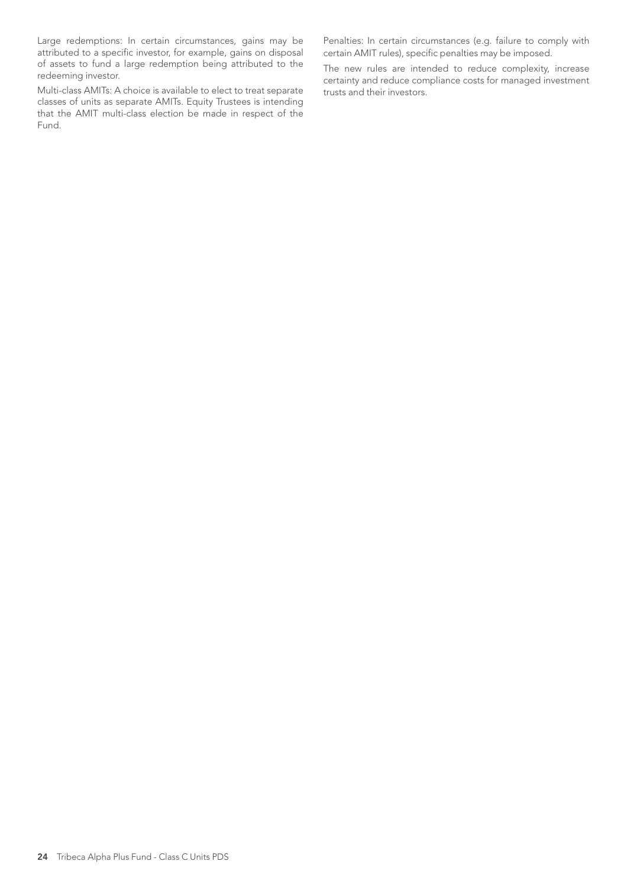Large redemptions: In certain circumstances, gains may be attributed to a specific investor, for example, gains on disposal of assets to fund a large redemption being attributed to the redeeming investor.

Multi-class AMITs: A choice is available to elect to treat separate classes of units as separate AMITs. Equity Trustees is intending that the AMIT multi-class election be made in respect of the Fund.

Penalties: In certain circumstances (e.g. failure to comply with certain AMIT rules), specific penalties may be imposed.

The new rules are intended to reduce complexity, increase certainty and reduce compliance costs for managed investment trusts and their investors.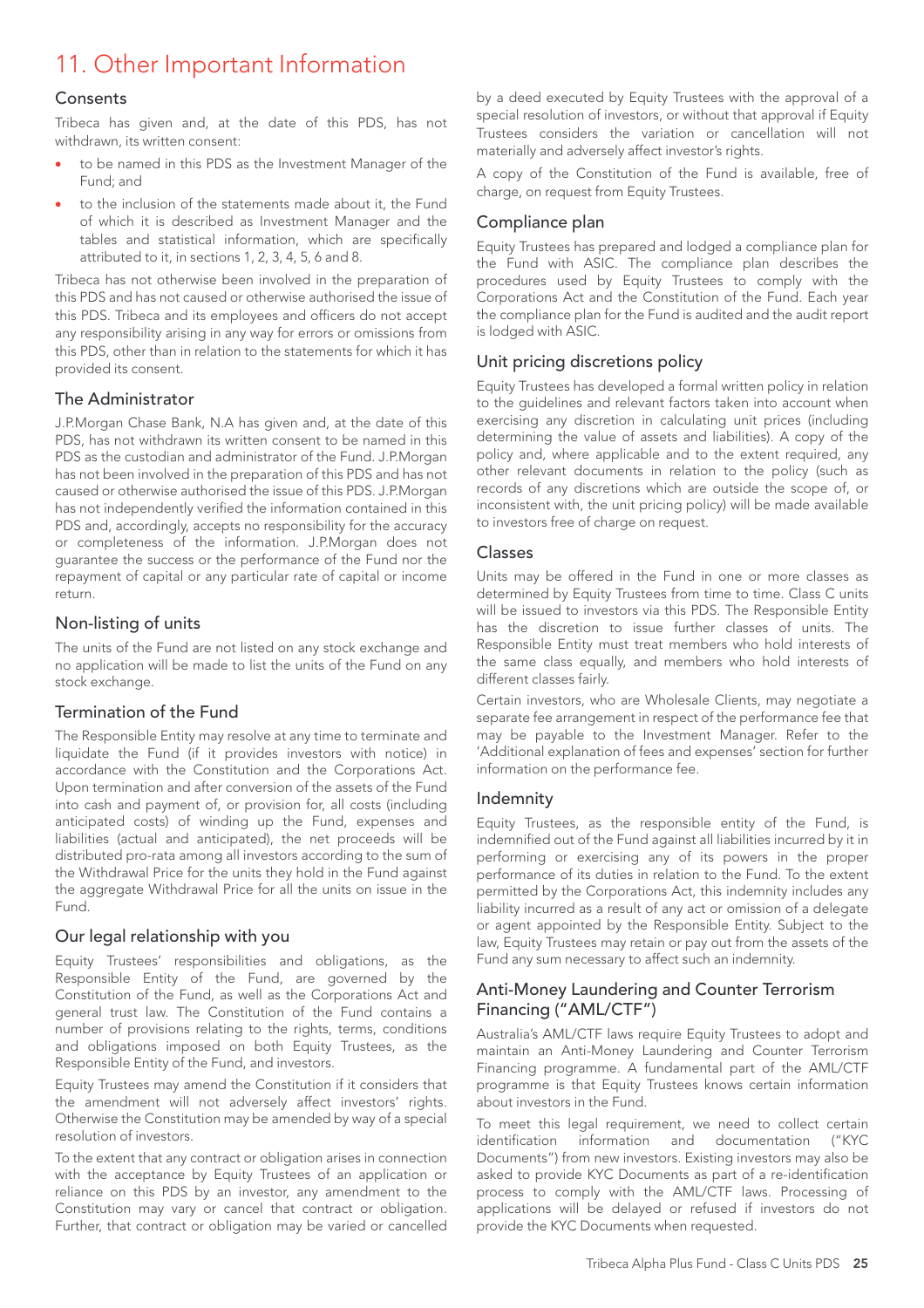# 11. Other Important Information

## Consents

Tribeca has given and, at the date of this PDS, has not withdrawn, its written consent:

- to be named in this PDS as the Investment Manager of the Fund; and
- to the inclusion of the statements made about it, the Fund of which it is described as Investment Manager and the tables and statistical information, which are specifically attributed to it, in sections 1, 2, 3, 4, 5, 6 and 8.

Tribeca has not otherwise been involved in the preparation of this PDS and has not caused or otherwise authorised the issue of this PDS. Tribeca and its employees and officers do not accept any responsibility arising in any way for errors or omissions from this PDS, other than in relation to the statements for which it has provided its consent.

## The Administrator

J.P.Morgan Chase Bank, N.A has given and, at the date of this PDS, has not withdrawn its written consent to be named in this PDS as the custodian and administrator of the Fund. J.P.Morgan has not been involved in the preparation of this PDS and has not caused or otherwise authorised the issue of this PDS. J.P.Morgan has not independently verified the information contained in this PDS and, accordingly, accepts no responsibility for the accuracy or completeness of the information. J.P.Morgan does not guarantee the success or the performance of the Fund nor the repayment of capital or any particular rate of capital or income return.

## Non-listing of units

The units of the Fund are not listed on any stock exchange and no application will be made to list the units of the Fund on any stock exchange.

## Termination of the Fund

The Responsible Entity may resolve at any time to terminate and liquidate the Fund (if it provides investors with notice) in accordance with the Constitution and the Corporations Act. Upon termination and after conversion of the assets of the Fund into cash and payment of, or provision for, all costs (including anticipated costs) of winding up the Fund, expenses and liabilities (actual and anticipated), the net proceeds will be distributed pro-rata among all investors according to the sum of the Withdrawal Price for the units they hold in the Fund against the aggregate Withdrawal Price for all the units on issue in the Fund.

## Our legal relationship with you

Equity Trustees' responsibilities and obligations, as the Responsible Entity of the Fund, are governed by the Constitution of the Fund, as well as the Corporations Act and general trust law. The Constitution of the Fund contains a number of provisions relating to the rights, terms, conditions and obligations imposed on both Equity Trustees, as the Responsible Entity of the Fund, and investors.

Equity Trustees may amend the Constitution if it considers that the amendment will not adversely affect investors' rights. Otherwise the Constitution may be amended by way of a special resolution of investors.

To the extent that any contract or obligation arises in connection with the acceptance by Equity Trustees of an application or reliance on this PDS by an investor, any amendment to the Constitution may vary or cancel that contract or obligation. Further, that contract or obligation may be varied or cancelled by a deed executed by Equity Trustees with the approval of a special resolution of investors, or without that approval if Equity Trustees considers the variation or cancellation will not materially and adversely affect investor's rights.

A copy of the Constitution of the Fund is available, free of charge, on request from Equity Trustees.

## Compliance plan

Equity Trustees has prepared and lodged a compliance plan for the Fund with ASIC. The compliance plan describes the procedures used by Equity Trustees to comply with the Corporations Act and the Constitution of the Fund. Each year the compliance plan for the Fund is audited and the audit report is lodged with ASIC.

## Unit pricing discretions policy

Equity Trustees has developed a formal written policy in relation to the guidelines and relevant factors taken into account when exercising any discretion in calculating unit prices (including determining the value of assets and liabilities). A copy of the policy and, where applicable and to the extent required, any other relevant documents in relation to the policy (such as records of any discretions which are outside the scope of, or inconsistent with, the unit pricing policy) will be made available to investors free of charge on request.

## Classes

Units may be offered in the Fund in one or more classes as determined by Equity Trustees from time to time. Class C units will be issued to investors via this PDS. The Responsible Entity has the discretion to issue further classes of units. The Responsible Entity must treat members who hold interests of the same class equally, and members who hold interests of different classes fairly.

Certain investors, who are Wholesale Clients, may negotiate a separate fee arrangement in respect of the performance fee that may be payable to the Investment Manager. Refer to the 'Additional explanation of fees and expenses' section for further information on the performance fee.

## Indemnity

Equity Trustees, as the responsible entity of the Fund, is indemnified out of the Fund against all liabilities incurred by it in performing or exercising any of its powers in the proper performance of its duties in relation to the Fund. To the extent permitted by the Corporations Act, this indemnity includes any liability incurred as a result of any act or omission of a delegate or agent appointed by the Responsible Entity. Subject to the law, Equity Trustees may retain or pay out from the assets of the Fund any sum necessary to affect such an indemnity.

## Anti-Money Laundering and Counter Terrorism Financing ("AML/CTF")

Australia's AML/CTF laws require Equity Trustees to adopt and maintain an Anti-Money Laundering and Counter Terrorism Financing programme. A fundamental part of the AML/CTF programme is that Equity Trustees knows certain information about investors in the Fund.

To meet this legal requirement, we need to collect certain identification information and documentation ("KYC Documents") from new investors. Existing investors may also be asked to provide KYC Documents as part of a re-identification process to comply with the AML/CTF laws. Processing of applications will be delayed or refused if investors do not provide the KYC Documents when requested.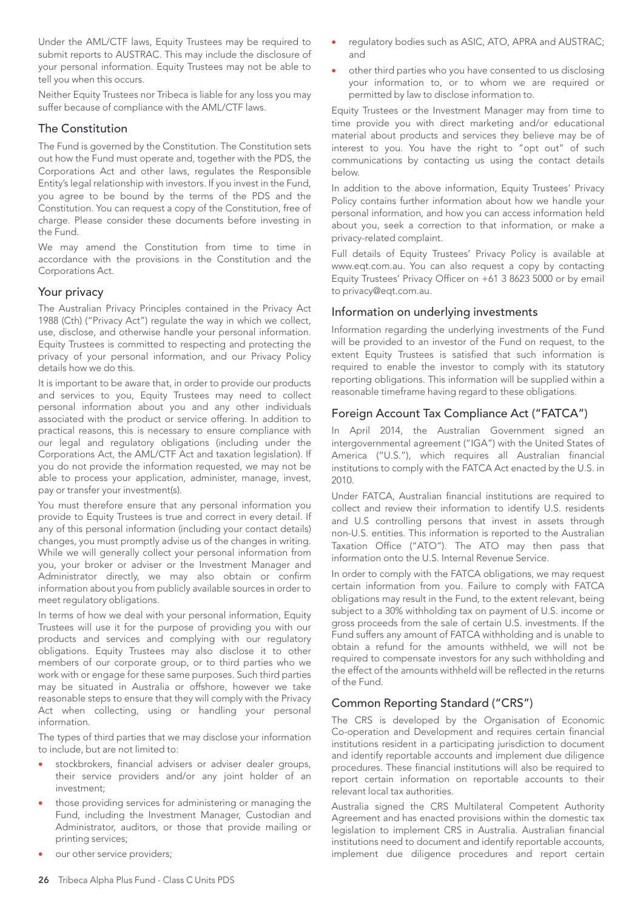Under the AML/CTF laws, Equity Trustees may be required to submit reports to AUSTRAC. This may include the disclosure of your personal information. Equity Trustees may not be able to tell you when this occurs.

Neither Equity Trustees nor Tribeca is liable for any loss you may suffer because of compliance with the AML/CTF laws.

## The Constitution

The Fund is governed by the Constitution. The Constitution sets out how the Fund must operate and, together with the PDS, the Corporations Act and other laws, regulates the Responsible Entity's legal relationship with investors. If you invest in the Fund, you agree to be bound by the terms of the PDS and the Constitution. You can request a copy of the Constitution, free of charge. Please consider these documents before investing in the Fund.

We may amend the Constitution from time to time in accordance with the provisions in the Constitution and the Corporations Act.

## Your privacy

The Australian Privacy Principles contained in the Privacy Act 1988 (Cth) ("Privacy Act") regulate the way in which we collect, use, disclose, and otherwise handle your personal information. Equity Trustees is committed to respecting and protecting the privacy of your personal information, and our Privacy Policy details how we do this.

It is important to be aware that, in order to provide our products and services to you, Equity Trustees may need to collect personal information about you and any other individuals associated with the product or service offering. In addition to practical reasons, this is necessary to ensure compliance with our legal and regulatory obligations (including under the Corporations Act, the AML/CTF Act and taxation legislation). If you do not provide the information requested, we may not be able to process your application, administer, manage, invest, pay or transfer your investment(s).

You must therefore ensure that any personal information you provide to Equity Trustees is true and correct in every detail. If any of this personal information (including your contact details) changes, you must promptly advise us of the changes in writing. While we will generally collect your personal information from you, your broker or adviser or the Investment Manager and Administrator directly, we may also obtain or confirm information about you from publicly available sources in order to meet regulatory obligations.

In terms of how we deal with your personal information, Equity Trustees will use it for the purpose of providing you with our products and services and complying with our regulatory obligations. Equity Trustees may also disclose it to other members of our corporate group, or to third parties who we work with or engage for these same purposes. Such third parties may be situated in Australia or offshore, however we take reasonable steps to ensure that they will comply with the Privacy Act when collecting, using or handling your personal information.

The types of third parties that we may disclose your information to include, but are not limited to:

- stockbrokers, financial advisers or adviser dealer groups, their service providers and/or any joint holder of an investment;
- those providing services for administering or managing the Fund, including the Investment Manager, Custodian and Administrator, auditors, or those that provide mailing or printing services;
- our other service providers;
- regulatory bodies such as ASIC, ATO, APRA and AUSTRAC; and
- other third parties who you have consented to us disclosing your information to, or to whom we are required or permitted by law to disclose information to.

Equity Trustees or the Investment Manager may from time to time provide you with direct marketing and/or educational material about products and services they believe may be of interest to you. You have the right to "opt out" of such communications by contacting us using the contact details below.

In addition to the above information, Equity Trustees' Privacy Policy contains further information about how we handle your personal information, and how you can access information held about you, seek a correction to that information, or make a privacy-related complaint.

Full details of Equity Trustees' Privacy Policy is available at www.eqt.com.au. You can also request a copy by contacting Equity Trustees' Privacy Officer on +61 3 8623 5000 or by email to privacy@eqt.com.au.

## Information on underlying investments

Information regarding the underlying investments of the Fund will be provided to an investor of the Fund on request, to the extent Equity Trustees is satisfied that such information is required to enable the investor to comply with its statutory reporting obligations. This information will be supplied within a reasonable timeframe having regard to these obligations.

## Foreign Account Tax Compliance Act ("FATCA")

In April 2014, the Australian Government signed an intergovernmental agreement ("IGA") with the United States of America ("U.S."), which requires all Australian financial institutions to comply with the FATCA Act enacted by the U.S. in 2010.

Under FATCA, Australian financial institutions are required to collect and review their information to identify U.S. residents and U.S controlling persons that invest in assets through non-U.S. entities. This information is reported to the Australian Taxation Office ("ATO"). The ATO may then pass that information onto the U.S. Internal Revenue Service.

In order to comply with the FATCA obligations, we may request certain information from you. Failure to comply with FATCA obligations may result in the Fund, to the extent relevant, being subject to a 30% withholding tax on payment of U.S. income or gross proceeds from the sale of certain U.S. investments. If the Fund suffers any amount of FATCA withholding and is unable to obtain a refund for the amounts withheld, we will not be required to compensate investors for any such withholding and the effect of the amounts withheld will be reflected in the returns of the Fund.

## Common Reporting Standard ("CRS")

The CRS is developed by the Organisation of Economic Co-operation and Development and requires certain financial institutions resident in a participating jurisdiction to document and identify reportable accounts and implement due diligence procedures. These financial institutions will also be required to report certain information on reportable accounts to their relevant local tax authorities.

Australia signed the CRS Multilateral Competent Authority Agreement and has enacted provisions within the domestic tax legislation to implement CRS in Australia. Australian financial institutions need to document and identify reportable accounts, implement due diligence procedures and report certain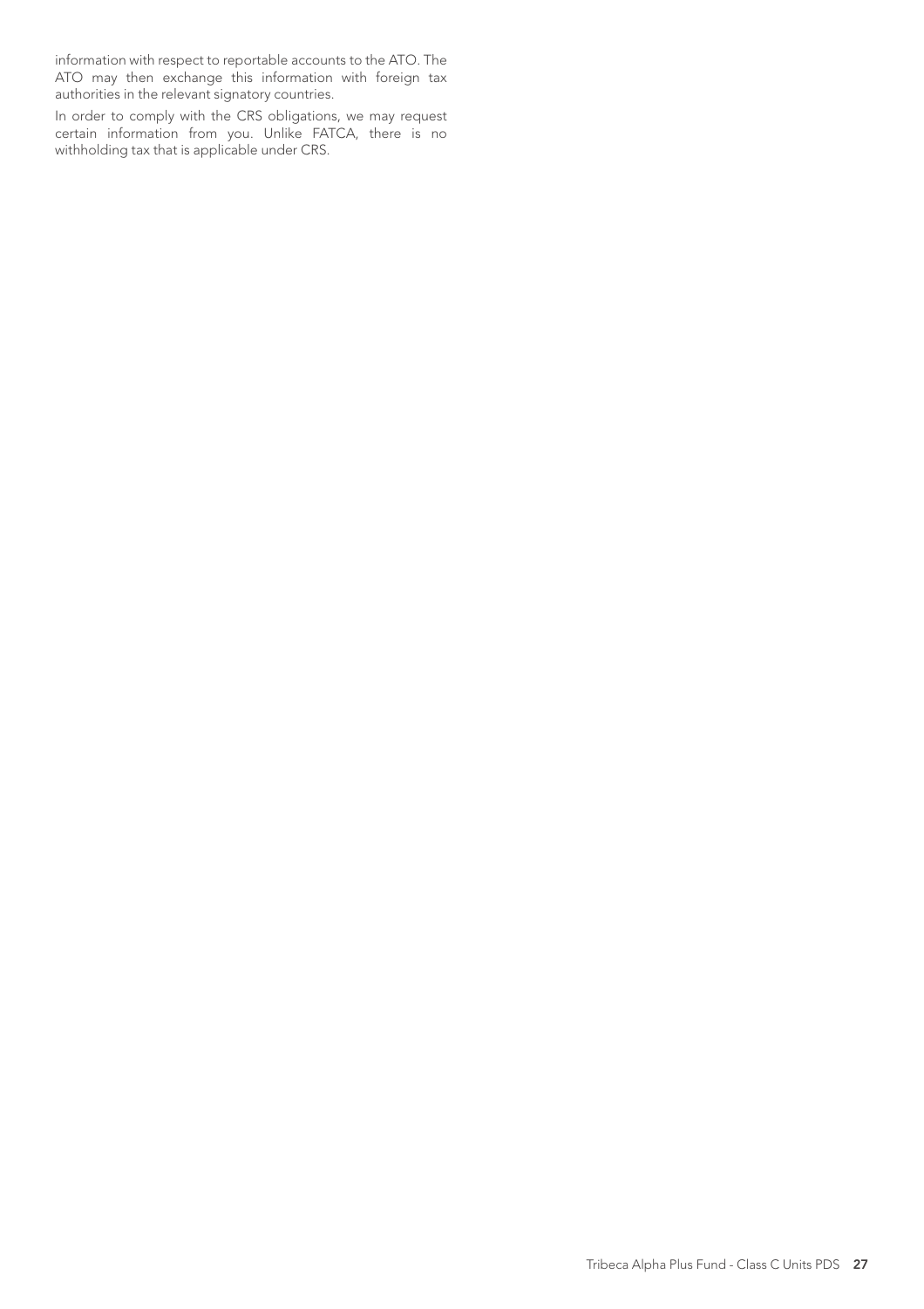information with respect to reportable accounts to the ATO. The ATO may then exchange this information with foreign tax authorities in the relevant signatory countries.

In order to comply with the CRS obligations, we may request certain information from you. Unlike FATCA, there is no withholding tax that is applicable under CRS.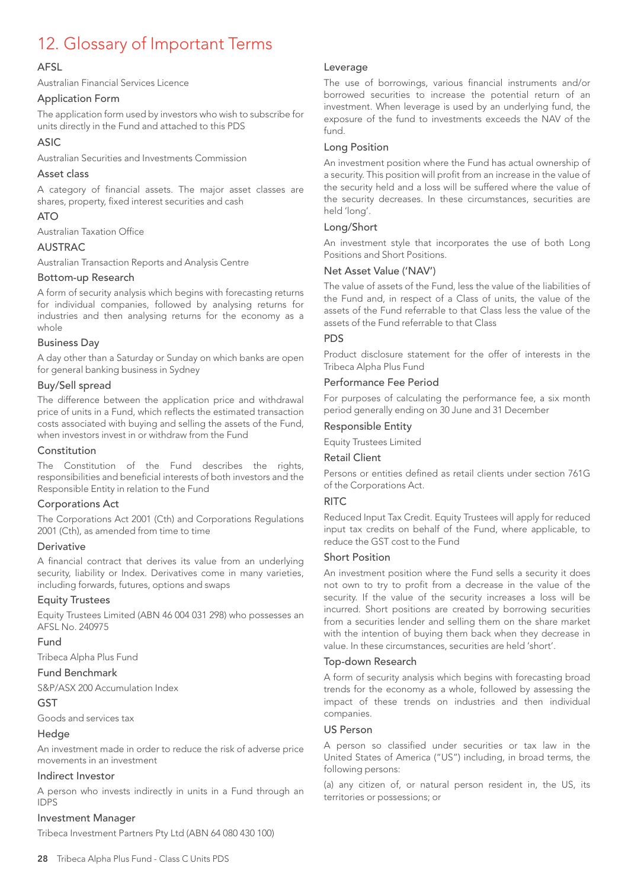# 12. Glossary of Important Terms

### AFSL

Australian Financial Services Licence

### Application Form

The application form used by investors who wish to subscribe for units directly in the Fund and attached to this PDS

### ASIC

Australian Securities and Investments Commission

### Asset class

A category of financial assets. The major asset classes are shares, property, fixed interest securities and cash

### ATO

Australian Taxation Office

### AUSTRAC

Australian Transaction Reports and Analysis Centre

### Bottom-up Research

A form of security analysis which begins with forecasting returns for individual companies, followed by analysing returns for industries and then analysing returns for the economy as a whole

### Business Day

A day other than a Saturday or Sunday on which banks are open for general banking business in Sydney

### Buy/Sell spread

The difference between the application price and withdrawal price of units in a Fund, which reflects the estimated transaction costs associated with buying and selling the assets of the Fund, when investors invest in or withdraw from the Fund

### Constitution

The Constitution of the Fund describes the rights, responsibilities and beneficial interests of both investors and the Responsible Entity in relation to the Fund

### Corporations Act

The Corporations Act 2001 (Cth) and Corporations Regulations 2001 (Cth), as amended from time to time

### Derivative

A financial contract that derives its value from an underlying security, liability or Index. Derivatives come in many varieties, including forwards, futures, options and swaps

### Equity Trustees

Equity Trustees Limited (ABN 46 004 031 298) who possesses an AFSL No. 240975

### Fund

Tribeca Alpha Plus Fund

### Fund Benchmark

S&P/ASX 200 Accumulation Index

### GST

Goods and services tax

### Hedge

An investment made in order to reduce the risk of adverse price movements in an investment

### Indirect Investor

A person who invests indirectly in units in a Fund through an IDPS

### Investment Manager

Tribeca Investment Partners Pty Ltd (ABN 64 080 430 100)

### Leverage

The use of borrowings, various financial instruments and/or borrowed securities to increase the potential return of an investment. When leverage is used by an underlying fund, the exposure of the fund to investments exceeds the NAV of the fund.

### Long Position

An investment position where the Fund has actual ownership of a security. This position will profit from an increase in the value of the security held and a loss will be suffered where the value of the security decreases. In these circumstances, securities are held 'long'.

### Long/Short

An investment style that incorporates the use of both Long Positions and Short Positions.

### Net Asset Value ('NAV')

The value of assets of the Fund, less the value of the liabilities of the Fund and, in respect of a Class of units, the value of the assets of the Fund referrable to that Class less the value of the assets of the Fund referrable to that Class

### PDS

Product disclosure statement for the offer of interests in the Tribeca Alpha Plus Fund

### Performance Fee Period

For purposes of calculating the performance fee, a six month period generally ending on 30 June and 31 December

### Responsible Entity

Equity Trustees Limited

### Retail Client

Persons or entities defined as retail clients under section 761G of the Corporations Act.

### RITC

Reduced Input Tax Credit. Equity Trustees will apply for reduced input tax credits on behalf of the Fund, where applicable, to reduce the GST cost to the Fund

### Short Position

An investment position where the Fund sells a security it does not own to try to profit from a decrease in the value of the security. If the value of the security increases a loss will be incurred. Short positions are created by borrowing securities from a securities lender and selling them on the share market with the intention of buying them back when they decrease in value. In these circumstances, securities are held 'short'.

### Top-down Research

A form of security analysis which begins with forecasting broad trends for the economy as a whole, followed by assessing the impact of these trends on industries and then individual companies.

### US Person

A person so classified under securities or tax law in the United States of America ("US") including, in broad terms, the following persons:

(a) any citizen of, or natural person resident in, the US, its territories or possessions; or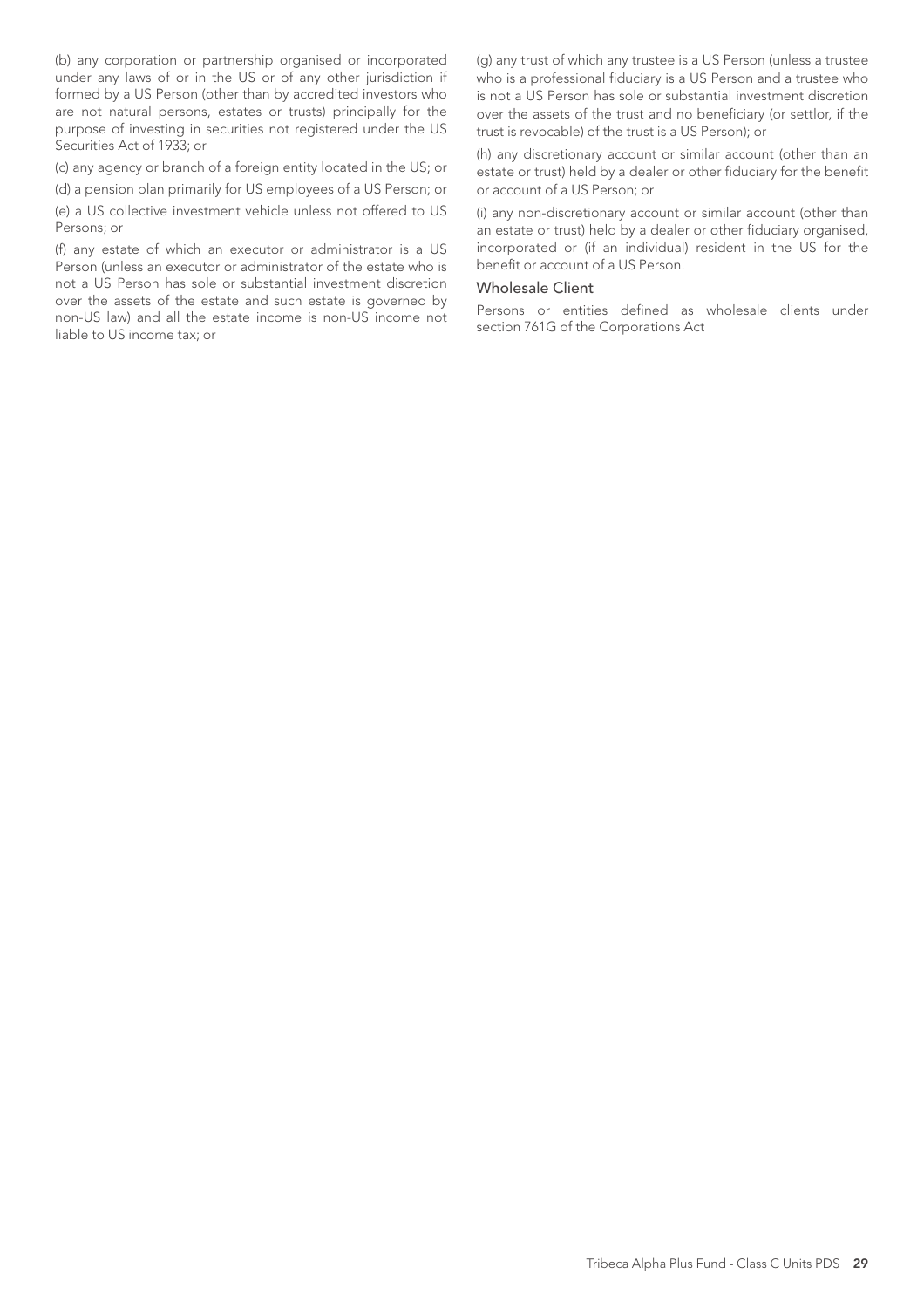(b) any corporation or partnership organised or incorporated under any laws of or in the US or of any other jurisdiction if formed by a US Person (other than by accredited investors who are not natural persons, estates or trusts) principally for the purpose of investing in securities not registered under the US Securities Act of 1933; or

(c) any agency or branch of a foreign entity located in the US; or

(d) a pension plan primarily for US employees of a US Person; or

(e) a US collective investment vehicle unless not offered to US Persons; or

(f) any estate of which an executor or administrator is a US Person (unless an executor or administrator of the estate who is not a US Person has sole or substantial investment discretion over the assets of the estate and such estate is governed by non-US law) and all the estate income is non-US income not liable to US income tax; or

(g) any trust of which any trustee is a US Person (unless a trustee who is a professional fiduciary is a US Person and a trustee who is not a US Person has sole or substantial investment discretion over the assets of the trust and no beneficiary (or settlor, if the trust is revocable) of the trust is a US Person); or

(h) any discretionary account or similar account (other than an estate or trust) held by a dealer or other fiduciary for the benefit or account of a US Person; or

(i) any non-discretionary account or similar account (other than an estate or trust) held by a dealer or other fiduciary organised, incorporated or (if an individual) resident in the US for the benefit or account of a US Person.

### Wholesale Client

Persons or entities defined as wholesale clients under section 761G of the Corporations Act